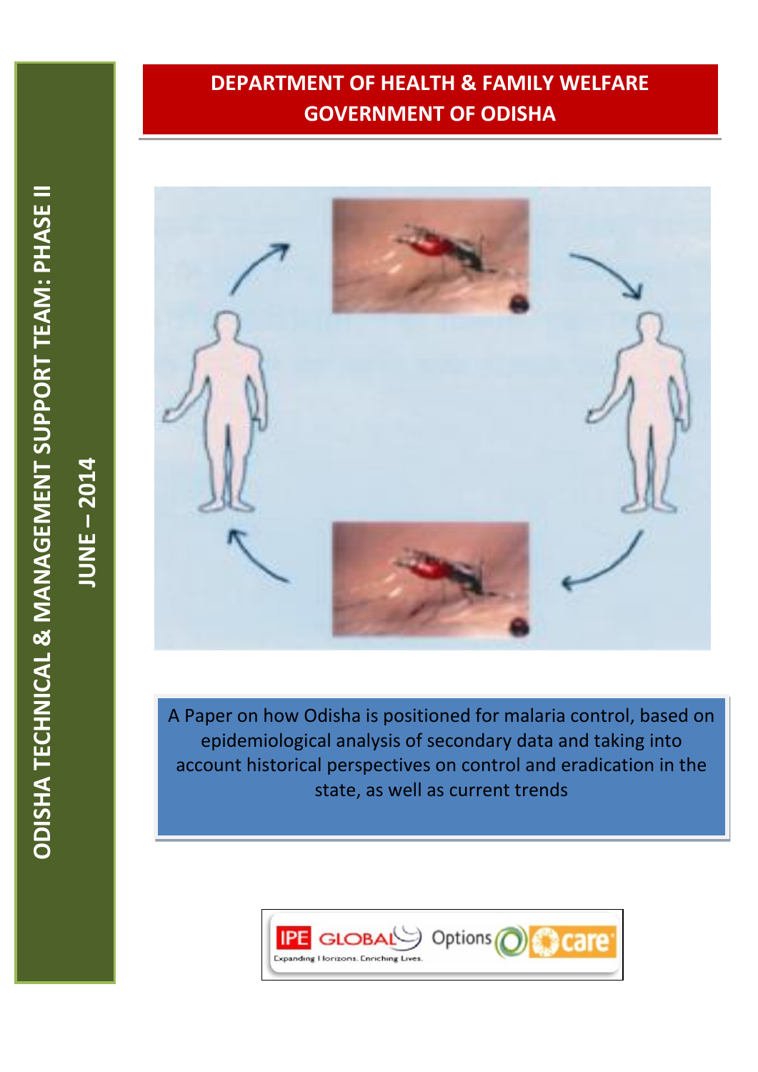**DEPARTMENT OF HEALTH & FAMILY WELFARE**
**GOVERNMENT OF ODISHA**

**ODISHA TECHNICAL & MANAGEMENT SUPPORT TEAM: PHASE II**

**JUNE – 2014**

A Paper on how Odisha is positioned for malaria control, based on epidemiological analysis of secondary data and taking into account historical perspectives on control and eradication in the state, as well as current trends

IPE GLOBAL — Expanding Horizons. Enriching Lives. | Options | care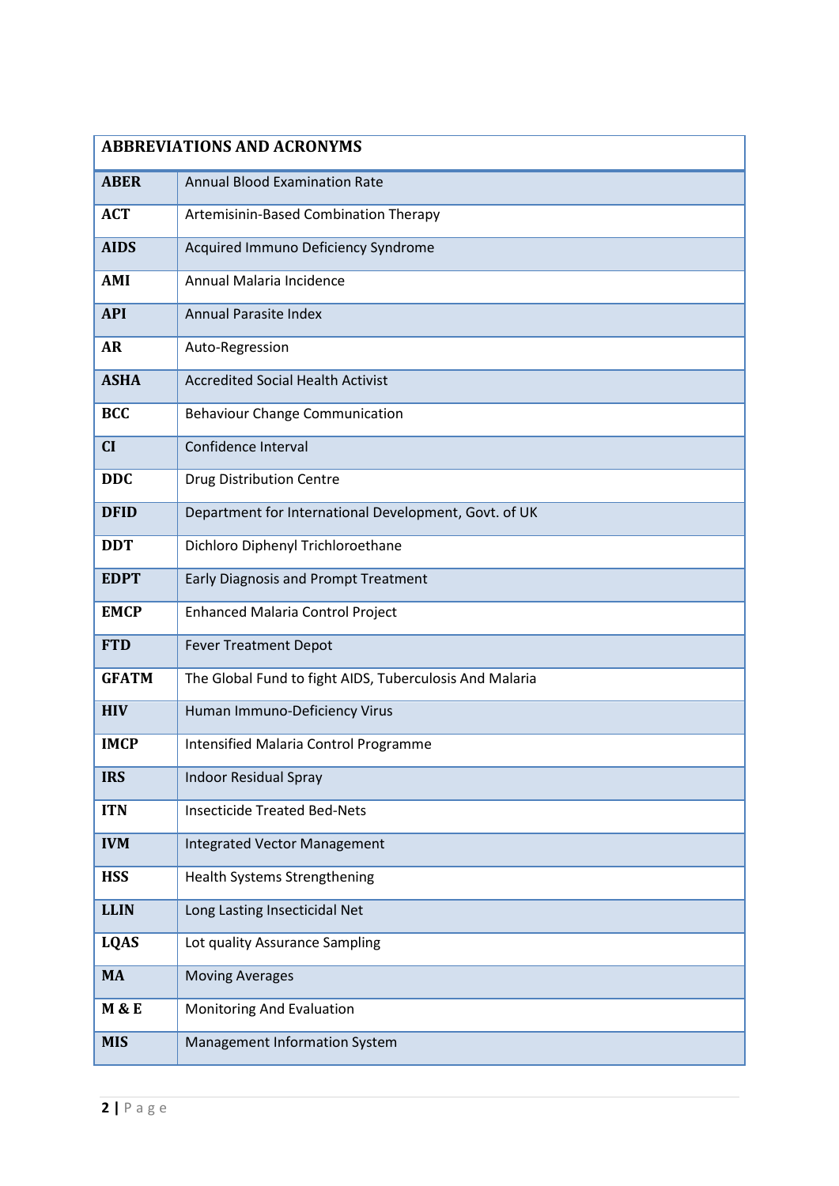| ABBREVIATIONS AND ACRONYMS | |
|---|---|
| **ABER** | Annual Blood Examination Rate |
| **ACT** | Artemisinin-Based Combination Therapy |
| **AIDS** | Acquired Immuno Deficiency Syndrome |
| **AMI** | Annual Malaria Incidence |
| **API** | Annual Parasite Index |
| **AR** | Auto-Regression |
| **ASHA** | Accredited Social Health Activist |
| **BCC** | Behaviour Change Communication |
| **CI** | Confidence Interval |
| **DDC** | Drug Distribution Centre |
| **DFID** | Department for International Development, Govt. of UK |
| **DDT** | Dichloro Diphenyl Trichloroethane |
| **EDPT** | Early Diagnosis and Prompt Treatment |
| **EMCP** | Enhanced Malaria Control Project |
| **FTD** | Fever Treatment Depot |
| **GFATM** | The Global Fund to fight AIDS, Tuberculosis And Malaria |
| **HIV** | Human Immuno-Deficiency Virus |
| **IMCP** | Intensified Malaria Control Programme |
| **IRS** | Indoor Residual Spray |
| **ITN** | Insecticide Treated Bed-Nets |
| **IVM** | Integrated Vector Management |
| **HSS** | Health Systems Strengthening |
| **LLIN** | Long Lasting Insecticidal Net |
| **LQAS** | Lot quality Assurance Sampling |
| **MA** | Moving Averages |
| **M & E** | Monitoring And Evaluation |
| **MIS** | Management Information System |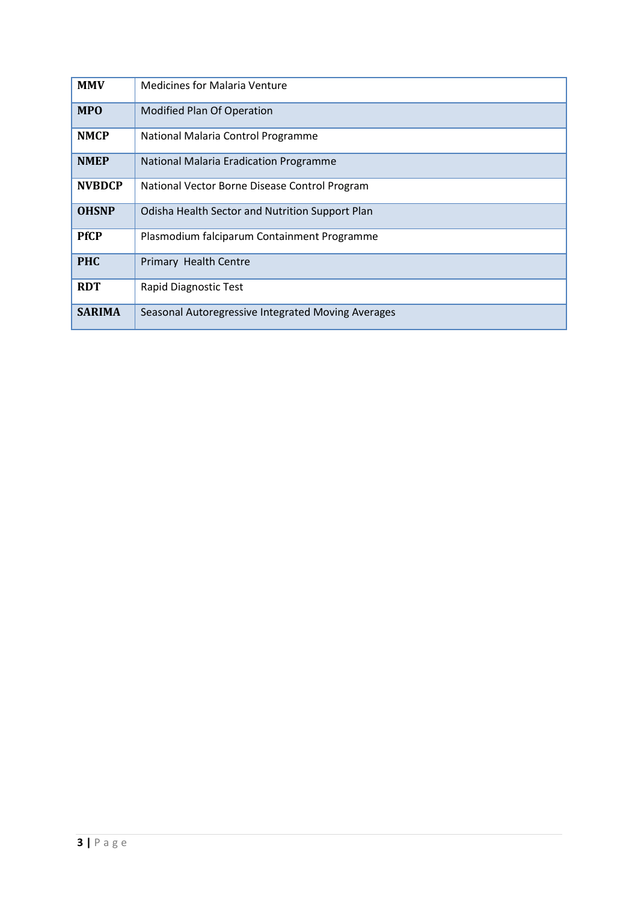| | |
|---|---|
| **MMV** | Medicines for Malaria Venture |
| **MPO** | Modified Plan Of Operation |
| **NMCP** | National Malaria Control Programme |
| **NMEP** | National Malaria Eradication Programme |
| **NVBDCP** | National Vector Borne Disease Control Program |
| **OHSNP** | Odisha Health Sector and Nutrition Support Plan |
| **PfCP** | Plasmodium falciparum Containment Programme |
| **PHC** | Primary Health Centre |
| **RDT** | Rapid Diagnostic Test |
| **SARIMA** | Seasonal Autoregressive Integrated Moving Averages |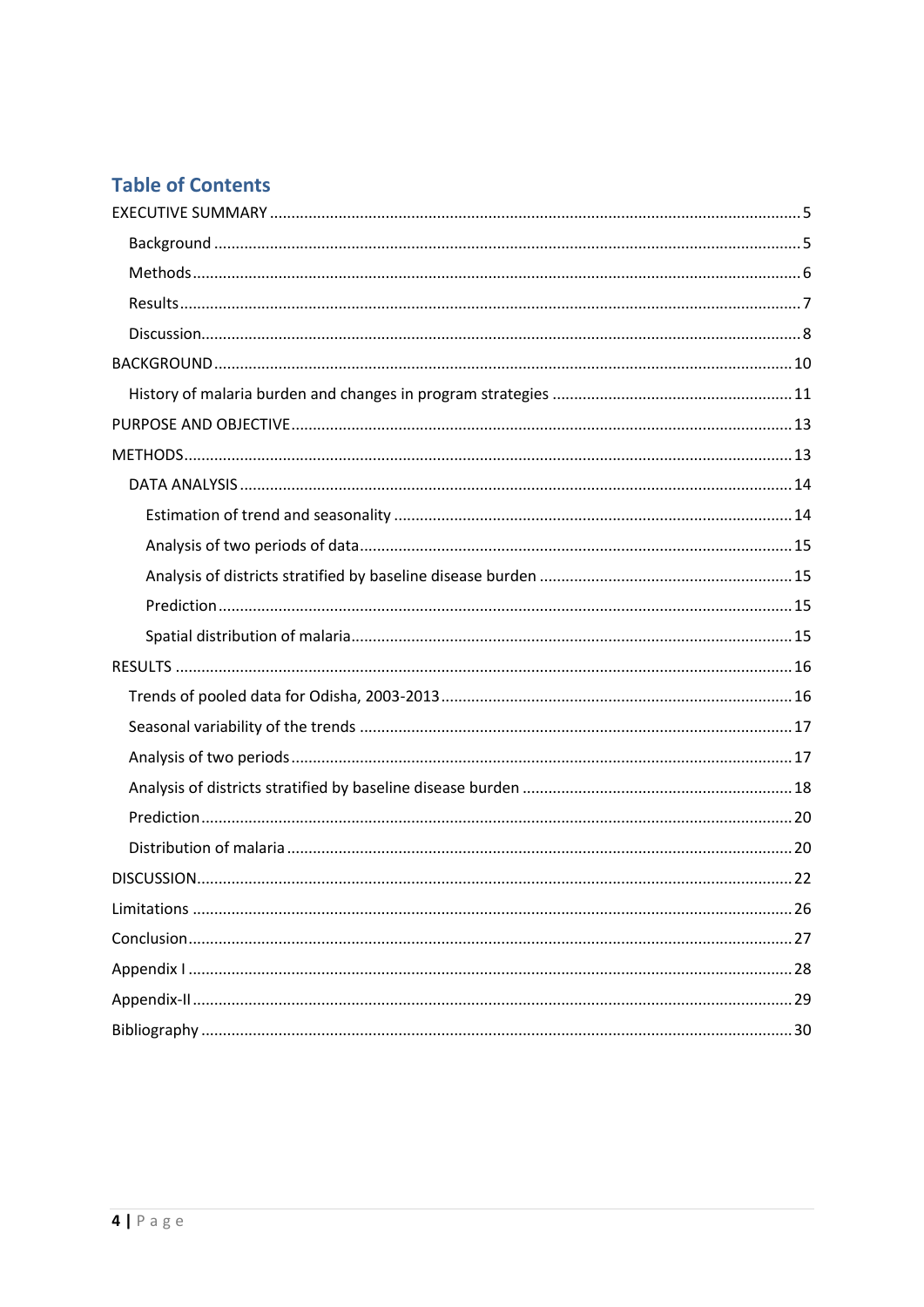## Table of Contents

EXECUTIVE SUMMARY ..... 5

- Background ..... 5
- Methods ..... 6
- Results ..... 7
- Discussion ..... 8

BACKGROUND ..... 10

- History of malaria burden and changes in program strategies ..... 11

PURPOSE AND OBJECTIVE ..... 13

METHODS ..... 13

- DATA ANALYSIS ..... 14
  - Estimation of trend and seasonality ..... 14
  - Analysis of two periods of data ..... 15
  - Analysis of districts stratified by baseline disease burden ..... 15
  - Prediction ..... 15
  - Spatial distribution of malaria ..... 15

RESULTS ..... 16

- Trends of pooled data for Odisha, 2003-2013 ..... 16
- Seasonal variability of the trends ..... 17
- Analysis of two periods ..... 17
- Analysis of districts stratified by baseline disease burden ..... 18
- Prediction ..... 20
- Distribution of malaria ..... 20

DISCUSSION ..... 22

Limitations ..... 26

Conclusion ..... 27

Appendix I ..... 28

Appendix-II ..... 29

Bibliography ..... 30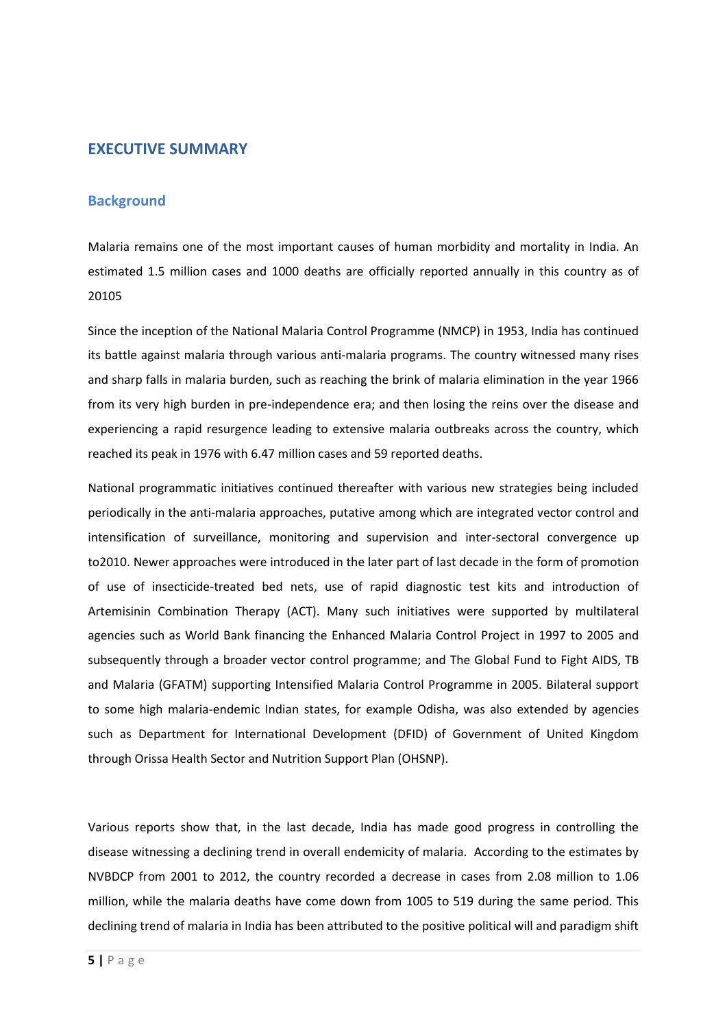# EXECUTIVE SUMMARY

## Background

Malaria remains one of the most important causes of human morbidity and mortality in India. An estimated 1.5 million cases and 1000 deaths are officially reported annually in this country as of 20105

Since the inception of the National Malaria Control Programme (NMCP) in 1953, India has continued its battle against malaria through various anti-malaria programs. The country witnessed many rises and sharp falls in malaria burden, such as reaching the brink of malaria elimination in the year 1966 from its very high burden in pre-independence era; and then losing the reins over the disease and experiencing a rapid resurgence leading to extensive malaria outbreaks across the country, which reached its peak in 1976 with 6.47 million cases and 59 reported deaths.

National programmatic initiatives continued thereafter with various new strategies being included periodically in the anti-malaria approaches, putative among which are integrated vector control and intensification of surveillance, monitoring and supervision and inter-sectoral convergence up to2010. Newer approaches were introduced in the later part of last decade in the form of promotion of use of insecticide-treated bed nets, use of rapid diagnostic test kits and introduction of Artemisinin Combination Therapy (ACT). Many such initiatives were supported by multilateral agencies such as World Bank financing the Enhanced Malaria Control Project in 1997 to 2005 and subsequently through a broader vector control programme; and The Global Fund to Fight AIDS, TB and Malaria (GFATM) supporting Intensified Malaria Control Programme in 2005. Bilateral support to some high malaria-endemic Indian states, for example Odisha, was also extended by agencies such as Department for International Development (DFID) of Government of United Kingdom through Orissa Health Sector and Nutrition Support Plan (OHSNP).

Various reports show that, in the last decade, India has made good progress in controlling the disease witnessing a declining trend in overall endemicity of malaria. According to the estimates by NVBDCP from 2001 to 2012, the country recorded a decrease in cases from 2.08 million to 1.06 million, while the malaria deaths have come down from 1005 to 519 during the same period. This declining trend of malaria in India has been attributed to the positive political will and paradigm shift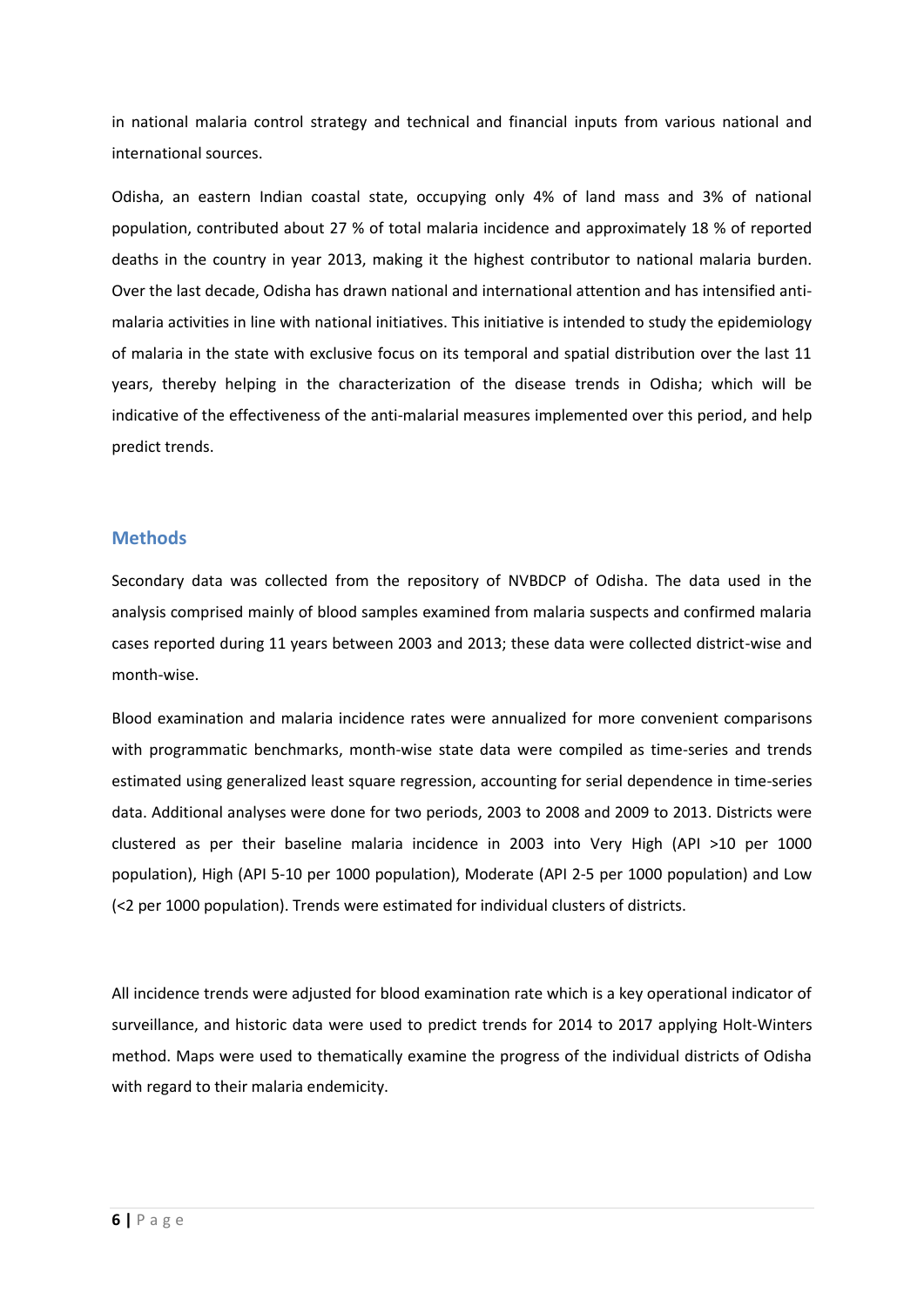in national malaria control strategy and technical and financial inputs from various national and international sources.

Odisha, an eastern Indian coastal state, occupying only 4% of land mass and 3% of national population, contributed about 27 % of total malaria incidence and approximately 18 % of reported deaths in the country in year 2013, making it the highest contributor to national malaria burden. Over the last decade, Odisha has drawn national and international attention and has intensified anti-malaria activities in line with national initiatives. This initiative is intended to study the epidemiology of malaria in the state with exclusive focus on its temporal and spatial distribution over the last 11 years, thereby helping in the characterization of the disease trends in Odisha; which will be indicative of the effectiveness of the anti-malarial measures implemented over this period, and help predict trends.

## Methods

Secondary data was collected from the repository of NVBDCP of Odisha. The data used in the analysis comprised mainly of blood samples examined from malaria suspects and confirmed malaria cases reported during 11 years between 2003 and 2013; these data were collected district-wise and month-wise.

Blood examination and malaria incidence rates were annualized for more convenient comparisons with programmatic benchmarks, month-wise state data were compiled as time-series and trends estimated using generalized least square regression, accounting for serial dependence in time-series data. Additional analyses were done for two periods, 2003 to 2008 and 2009 to 2013. Districts were clustered as per their baseline malaria incidence in 2003 into Very High (API >10 per 1000 population), High (API 5-10 per 1000 population), Moderate (API 2-5 per 1000 population) and Low (<2 per 1000 population). Trends were estimated for individual clusters of districts.

All incidence trends were adjusted for blood examination rate which is a key operational indicator of surveillance, and historic data were used to predict trends for 2014 to 2017 applying Holt-Winters method. Maps were used to thematically examine the progress of the individual districts of Odisha with regard to their malaria endemicity.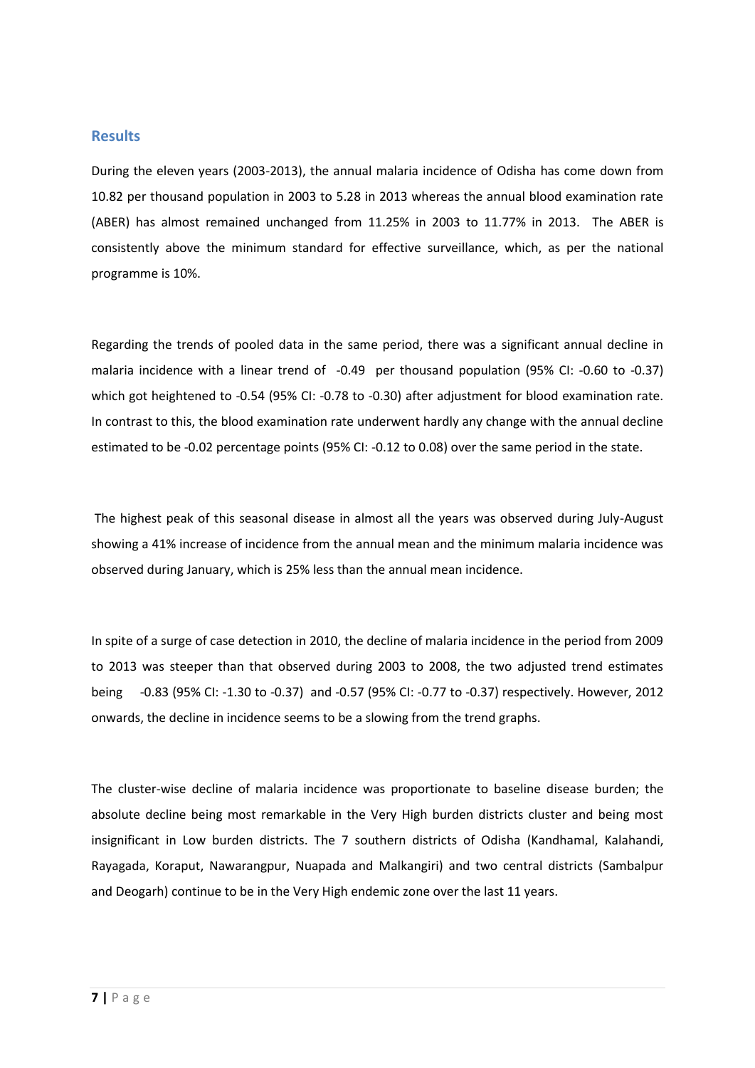## Results

During the eleven years (2003-2013), the annual malaria incidence of Odisha has come down from 10.82 per thousand population in 2003 to 5.28 in 2013 whereas the annual blood examination rate (ABER) has almost remained unchanged from 11.25% in 2003 to 11.77% in 2013. The ABER is consistently above the minimum standard for effective surveillance, which, as per the national programme is 10%.

Regarding the trends of pooled data in the same period, there was a significant annual decline in malaria incidence with a linear trend of -0.49 per thousand population (95% CI: -0.60 to -0.37) which got heightened to -0.54 (95% CI: -0.78 to -0.30) after adjustment for blood examination rate. In contrast to this, the blood examination rate underwent hardly any change with the annual decline estimated to be -0.02 percentage points (95% CI: -0.12 to 0.08) over the same period in the state.

The highest peak of this seasonal disease in almost all the years was observed during July-August showing a 41% increase of incidence from the annual mean and the minimum malaria incidence was observed during January, which is 25% less than the annual mean incidence.

In spite of a surge of case detection in 2010, the decline of malaria incidence in the period from 2009 to 2013 was steeper than that observed during 2003 to 2008, the two adjusted trend estimates being -0.83 (95% CI: -1.30 to -0.37) and -0.57 (95% CI: -0.77 to -0.37) respectively. However, 2012 onwards, the decline in incidence seems to be a slowing from the trend graphs.

The cluster-wise decline of malaria incidence was proportionate to baseline disease burden; the absolute decline being most remarkable in the Very High burden districts cluster and being most insignificant in Low burden districts. The 7 southern districts of Odisha (Kandhamal, Kalahandi, Rayagada, Koraput, Nawarangpur, Nuapada and Malkangiri) and two central districts (Sambalpur and Deogarh) continue to be in the Very High endemic zone over the last 11 years.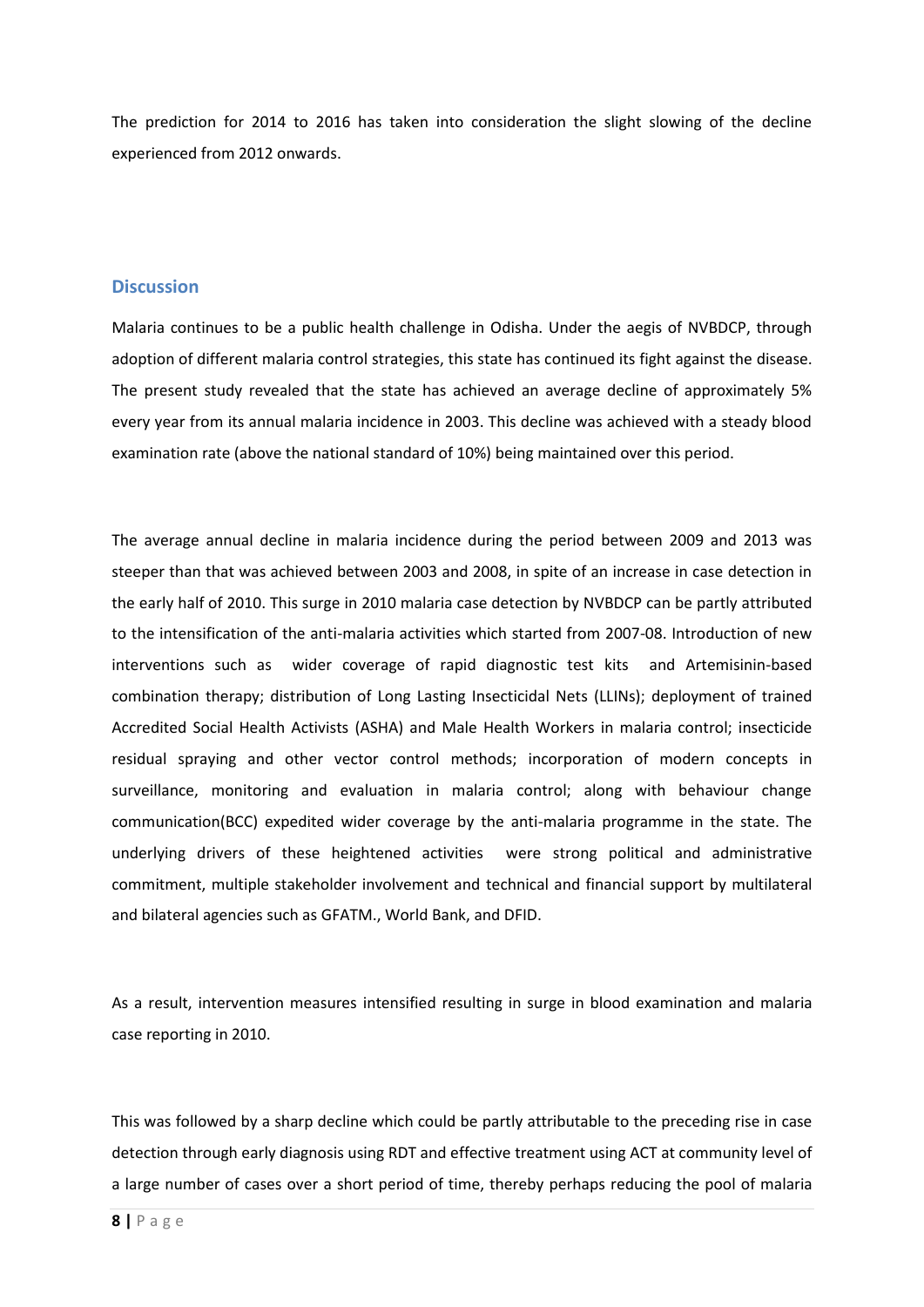The prediction for 2014 to 2016 has taken into consideration the slight slowing of the decline experienced from 2012 onwards.

## Discussion

Malaria continues to be a public health challenge in Odisha. Under the aegis of NVBDCP, through adoption of different malaria control strategies, this state has continued its fight against the disease. The present study revealed that the state has achieved an average decline of approximately 5% every year from its annual malaria incidence in 2003. This decline was achieved with a steady blood examination rate (above the national standard of 10%) being maintained over this period.

The average annual decline in malaria incidence during the period between 2009 and 2013 was steeper than that was achieved between 2003 and 2008, in spite of an increase in case detection in the early half of 2010. This surge in 2010 malaria case detection by NVBDCP can be partly attributed to the intensification of the anti-malaria activities which started from 2007-08. Introduction of new interventions such as wider coverage of rapid diagnostic test kits and Artemisinin-based combination therapy; distribution of Long Lasting Insecticidal Nets (LLINs); deployment of trained Accredited Social Health Activists (ASHA) and Male Health Workers in malaria control; insecticide residual spraying and other vector control methods; incorporation of modern concepts in surveillance, monitoring and evaluation in malaria control; along with behaviour change communication(BCC) expedited wider coverage by the anti-malaria programme in the state. The underlying drivers of these heightened activities were strong political and administrative commitment, multiple stakeholder involvement and technical and financial support by multilateral and bilateral agencies such as GFATM., World Bank, and DFID.

As a result, intervention measures intensified resulting in surge in blood examination and malaria case reporting in 2010.

This was followed by a sharp decline which could be partly attributable to the preceding rise in case detection through early diagnosis using RDT and effective treatment using ACT at community level of a large number of cases over a short period of time, thereby perhaps reducing the pool of malaria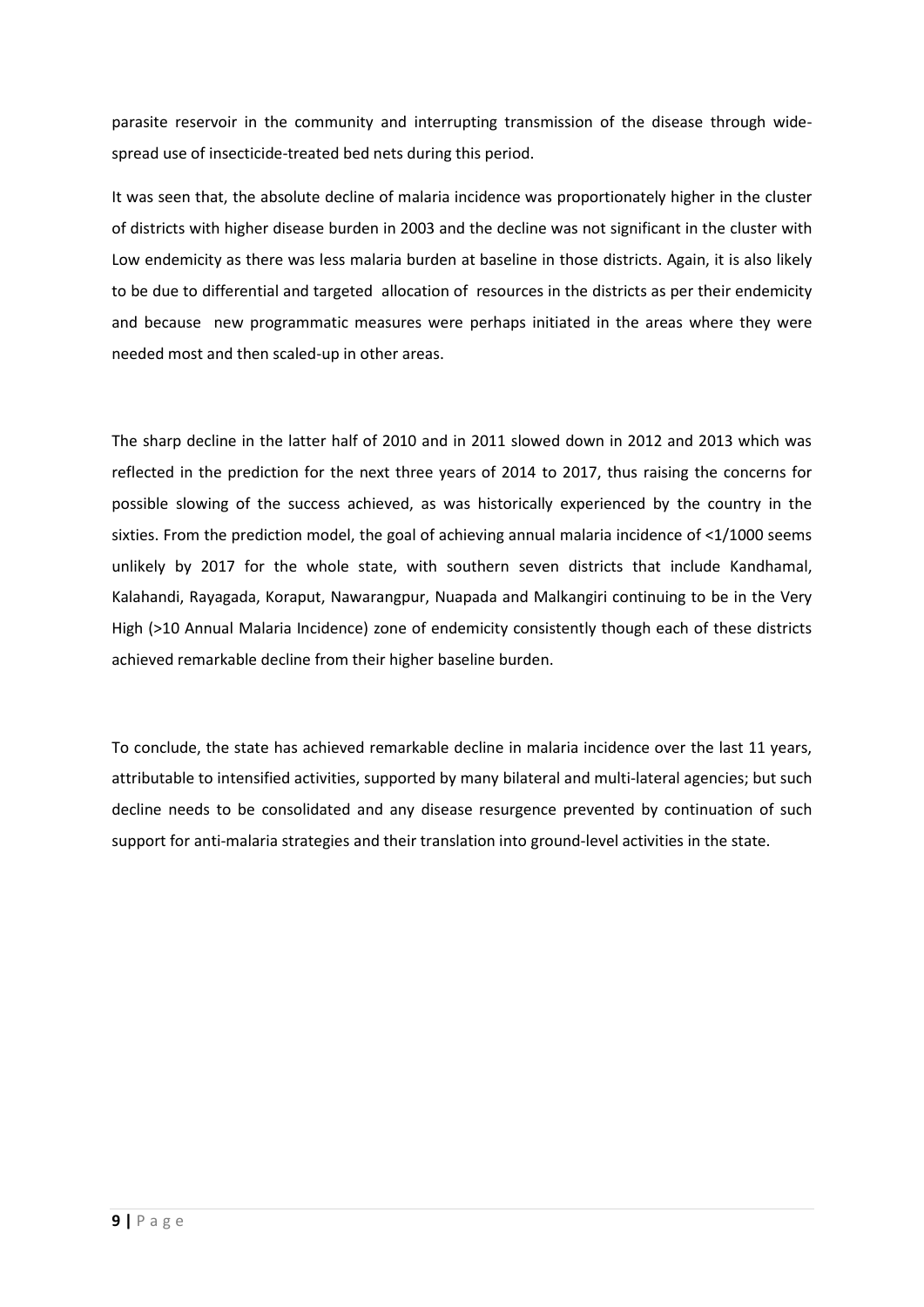parasite reservoir in the community and interrupting transmission of the disease through wide-spread use of insecticide-treated bed nets during this period.

It was seen that, the absolute decline of malaria incidence was proportionately higher in the cluster of districts with higher disease burden in 2003 and the decline was not significant in the cluster with Low endemicity as there was less malaria burden at baseline in those districts. Again, it is also likely to be due to differential and targeted allocation of resources in the districts as per their endemicity and because new programmatic measures were perhaps initiated in the areas where they were needed most and then scaled-up in other areas.

The sharp decline in the latter half of 2010 and in 2011 slowed down in 2012 and 2013 which was reflected in the prediction for the next three years of 2014 to 2017, thus raising the concerns for possible slowing of the success achieved, as was historically experienced by the country in the sixties. From the prediction model, the goal of achieving annual malaria incidence of <1/1000 seems unlikely by 2017 for the whole state, with southern seven districts that include Kandhamal, Kalahandi, Rayagada, Koraput, Nawarangpur, Nuapada and Malkangiri continuing to be in the Very High (>10 Annual Malaria Incidence) zone of endemicity consistently though each of these districts achieved remarkable decline from their higher baseline burden.

To conclude, the state has achieved remarkable decline in malaria incidence over the last 11 years, attributable to intensified activities, supported by many bilateral and multi-lateral agencies; but such decline needs to be consolidated and any disease resurgence prevented by continuation of such support for anti-malaria strategies and their translation into ground-level activities in the state.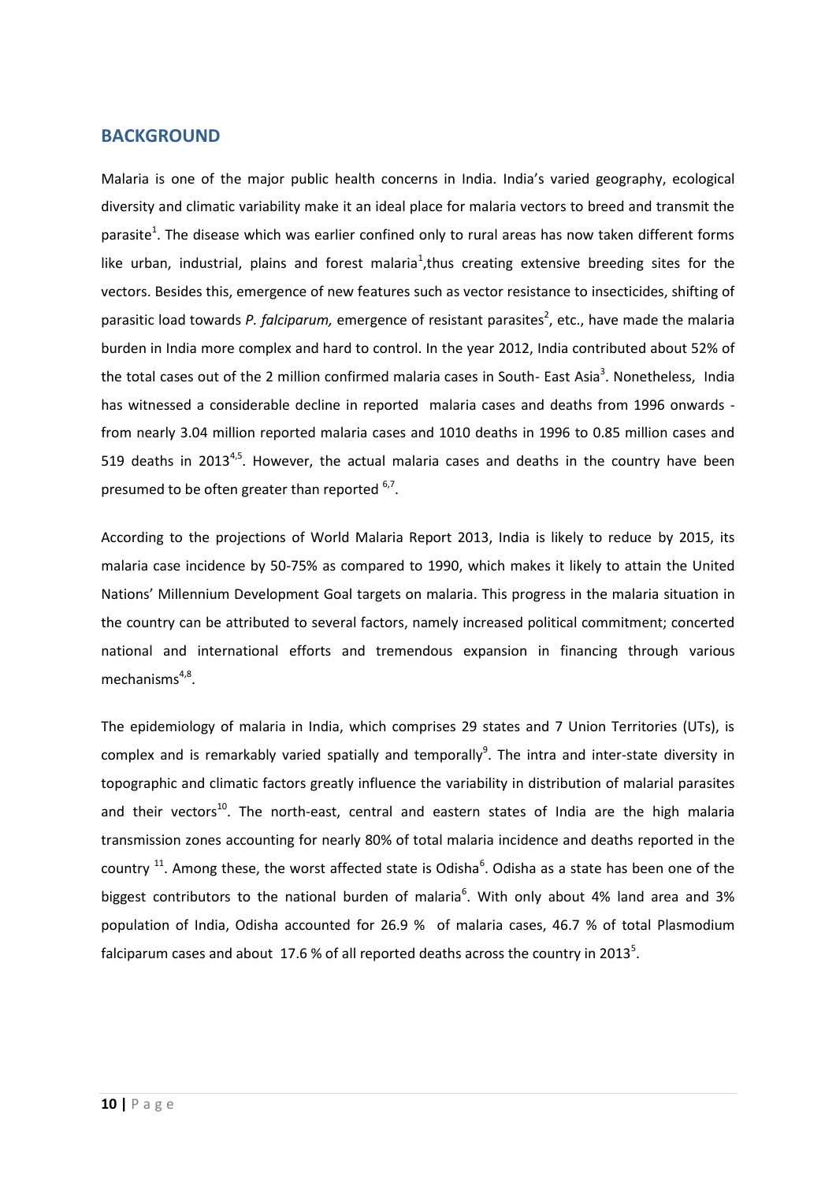## BACKGROUND

Malaria is one of the major public health concerns in India. India's varied geography, ecological diversity and climatic variability make it an ideal place for malaria vectors to breed and transmit the parasite[1]. The disease which was earlier confined only to rural areas has now taken different forms like urban, industrial, plains and forest malaria[1],thus creating extensive breeding sites for the vectors. Besides this, emergence of new features such as vector resistance to insecticides, shifting of parasitic load towards *P. falciparum,* emergence of resistant parasites[2], etc., have made the malaria burden in India more complex and hard to control. In the year 2012, India contributed about 52% of the total cases out of the 2 million confirmed malaria cases in South- East Asia[3]. Nonetheless, India has witnessed a considerable decline in reported malaria cases and deaths from 1996 onwards - from nearly 3.04 million reported malaria cases and 1010 deaths in 1996 to 0.85 million cases and 519 deaths in 2013[4,5]. However, the actual malaria cases and deaths in the country have been presumed to be often greater than reported [6,7].

According to the projections of World Malaria Report 2013, India is likely to reduce by 2015, its malaria case incidence by 50-75% as compared to 1990, which makes it likely to attain the United Nations' Millennium Development Goal targets on malaria. This progress in the malaria situation in the country can be attributed to several factors, namely increased political commitment; concerted national and international efforts and tremendous expansion in financing through various mechanisms[4,8].

The epidemiology of malaria in India, which comprises 29 states and 7 Union Territories (UTs), is complex and is remarkably varied spatially and temporally[9]. The intra and inter-state diversity in topographic and climatic factors greatly influence the variability in distribution of malarial parasites and their vectors[10]. The north-east, central and eastern states of India are the high malaria transmission zones accounting for nearly 80% of total malaria incidence and deaths reported in the country [11]. Among these, the worst affected state is Odisha[6]. Odisha as a state has been one of the biggest contributors to the national burden of malaria[6]. With only about 4% land area and 3% population of India, Odisha accounted for 26.9 % of malaria cases, 46.7 % of total Plasmodium falciparum cases and about 17.6 % of all reported deaths across the country in 2013[5].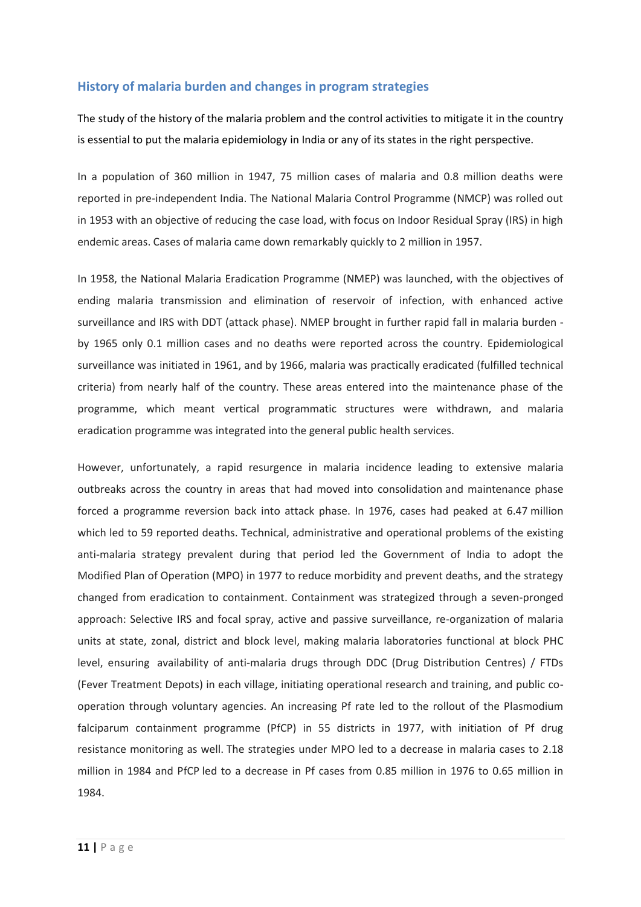## History of malaria burden and changes in program strategies

The study of the history of the malaria problem and the control activities to mitigate it in the country is essential to put the malaria epidemiology in India or any of its states in the right perspective.

In a population of 360 million in 1947, 75 million cases of malaria and 0.8 million deaths were reported in pre-independent India. The National Malaria Control Programme (NMCP) was rolled out in 1953 with an objective of reducing the case load, with focus on Indoor Residual Spray (IRS) in high endemic areas. Cases of malaria came down remarkably quickly to 2 million in 1957.

In 1958, the National Malaria Eradication Programme (NMEP) was launched, with the objectives of ending malaria transmission and elimination of reservoir of infection, with enhanced active surveillance and IRS with DDT (attack phase). NMEP brought in further rapid fall in malaria burden - by 1965 only 0.1 million cases and no deaths were reported across the country. Epidemiological surveillance was initiated in 1961, and by 1966, malaria was practically eradicated (fulfilled technical criteria) from nearly half of the country. These areas entered into the maintenance phase of the programme, which meant vertical programmatic structures were withdrawn, and malaria eradication programme was integrated into the general public health services.

However, unfortunately, a rapid resurgence in malaria incidence leading to extensive malaria outbreaks across the country in areas that had moved into consolidation and maintenance phase forced a programme reversion back into attack phase. In 1976, cases had peaked at 6.47 million which led to 59 reported deaths. Technical, administrative and operational problems of the existing anti-malaria strategy prevalent during that period led the Government of India to adopt the Modified Plan of Operation (MPO) in 1977 to reduce morbidity and prevent deaths, and the strategy changed from eradication to containment. Containment was strategized through a seven-pronged approach: Selective IRS and focal spray, active and passive surveillance, re-organization of malaria units at state, zonal, district and block level, making malaria laboratories functional at block PHC level, ensuring availability of anti-malaria drugs through DDC (Drug Distribution Centres) / FTDs (Fever Treatment Depots) in each village, initiating operational research and training, and public co-operation through voluntary agencies. An increasing Pf rate led to the rollout of the Plasmodium falciparum containment programme (PfCP) in 55 districts in 1977, with initiation of Pf drug resistance monitoring as well. The strategies under MPO led to a decrease in malaria cases to 2.18 million in 1984 and PfCP led to a decrease in Pf cases from 0.85 million in 1976 to 0.65 million in 1984.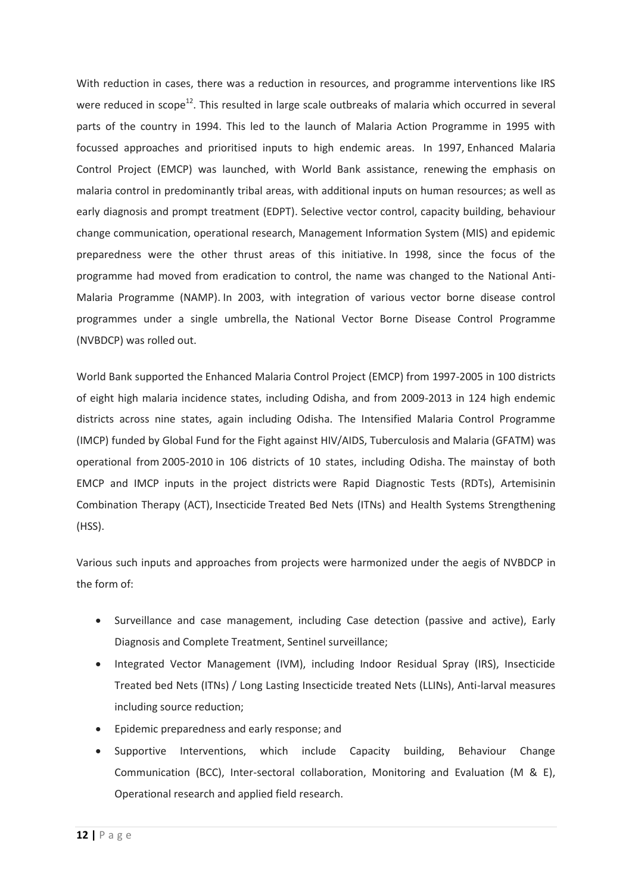With reduction in cases, there was a reduction in resources, and programme interventions like IRS were reduced in scope[12]. This resulted in large scale outbreaks of malaria which occurred in several parts of the country in 1994. This led to the launch of Malaria Action Programme in 1995 with focussed approaches and prioritised inputs to high endemic areas. In 1997, Enhanced Malaria Control Project (EMCP) was launched, with World Bank assistance, renewing the emphasis on malaria control in predominantly tribal areas, with additional inputs on human resources; as well as early diagnosis and prompt treatment (EDPT). Selective vector control, capacity building, behaviour change communication, operational research, Management Information System (MIS) and epidemic preparedness were the other thrust areas of this initiative. In 1998, since the focus of the programme had moved from eradication to control, the name was changed to the National Anti-Malaria Programme (NAMP). In 2003, with integration of various vector borne disease control programmes under a single umbrella, the National Vector Borne Disease Control Programme (NVBDCP) was rolled out.

World Bank supported the Enhanced Malaria Control Project (EMCP) from 1997-2005 in 100 districts of eight high malaria incidence states, including Odisha, and from 2009-2013 in 124 high endemic districts across nine states, again including Odisha. The Intensified Malaria Control Programme (IMCP) funded by Global Fund for the Fight against HIV/AIDS, Tuberculosis and Malaria (GFATM) was operational from 2005-2010 in 106 districts of 10 states, including Odisha. The mainstay of both EMCP and IMCP inputs in the project districts were Rapid Diagnostic Tests (RDTs), Artemisinin Combination Therapy (ACT), Insecticide Treated Bed Nets (ITNs) and Health Systems Strengthening (HSS).

Various such inputs and approaches from projects were harmonized under the aegis of NVBDCP in the form of:

- Surveillance and case management, including Case detection (passive and active), Early Diagnosis and Complete Treatment, Sentinel surveillance;
- Integrated Vector Management (IVM), including Indoor Residual Spray (IRS), Insecticide Treated bed Nets (ITNs) / Long Lasting Insecticide treated Nets (LLINs), Anti-larval measures including source reduction;
- Epidemic preparedness and early response; and
- Supportive Interventions, which include Capacity building, Behaviour Change Communication (BCC), Inter-sectoral collaboration, Monitoring and Evaluation (M & E), Operational research and applied field research.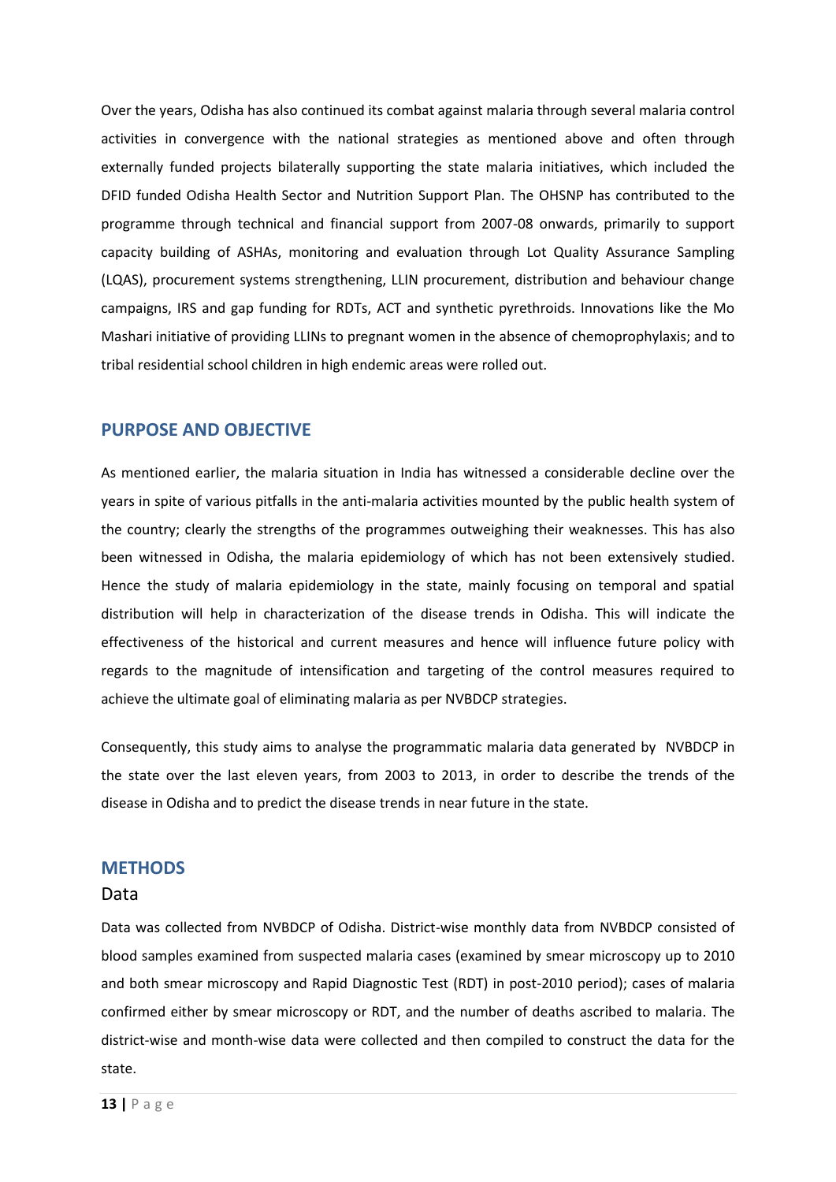Over the years, Odisha has also continued its combat against malaria through several malaria control activities in convergence with the national strategies as mentioned above and often through externally funded projects bilaterally supporting the state malaria initiatives, which included the DFID funded Odisha Health Sector and Nutrition Support Plan. The OHSNP has contributed to the programme through technical and financial support from 2007-08 onwards, primarily to support capacity building of ASHAs, monitoring and evaluation through Lot Quality Assurance Sampling (LQAS), procurement systems strengthening, LLIN procurement, distribution and behaviour change campaigns, IRS and gap funding for RDTs, ACT and synthetic pyrethroids. Innovations like the Mo Mashari initiative of providing LLINs to pregnant women in the absence of chemoprophylaxis; and to tribal residential school children in high endemic areas were rolled out.

## PURPOSE AND OBJECTIVE

As mentioned earlier, the malaria situation in India has witnessed a considerable decline over the years in spite of various pitfalls in the anti-malaria activities mounted by the public health system of the country; clearly the strengths of the programmes outweighing their weaknesses. This has also been witnessed in Odisha, the malaria epidemiology of which has not been extensively studied. Hence the study of malaria epidemiology in the state, mainly focusing on temporal and spatial distribution will help in characterization of the disease trends in Odisha. This will indicate the effectiveness of the historical and current measures and hence will influence future policy with regards to the magnitude of intensification and targeting of the control measures required to achieve the ultimate goal of eliminating malaria as per NVBDCP strategies.

Consequently, this study aims to analyse the programmatic malaria data generated by NVBDCP in the state over the last eleven years, from 2003 to 2013, in order to describe the trends of the disease in Odisha and to predict the disease trends in near future in the state.

## METHODS

### Data

Data was collected from NVBDCP of Odisha. District-wise monthly data from NVBDCP consisted of blood samples examined from suspected malaria cases (examined by smear microscopy up to 2010 and both smear microscopy and Rapid Diagnostic Test (RDT) in post-2010 period); cases of malaria confirmed either by smear microscopy or RDT, and the number of deaths ascribed to malaria. The district-wise and month-wise data were collected and then compiled to construct the data for the state.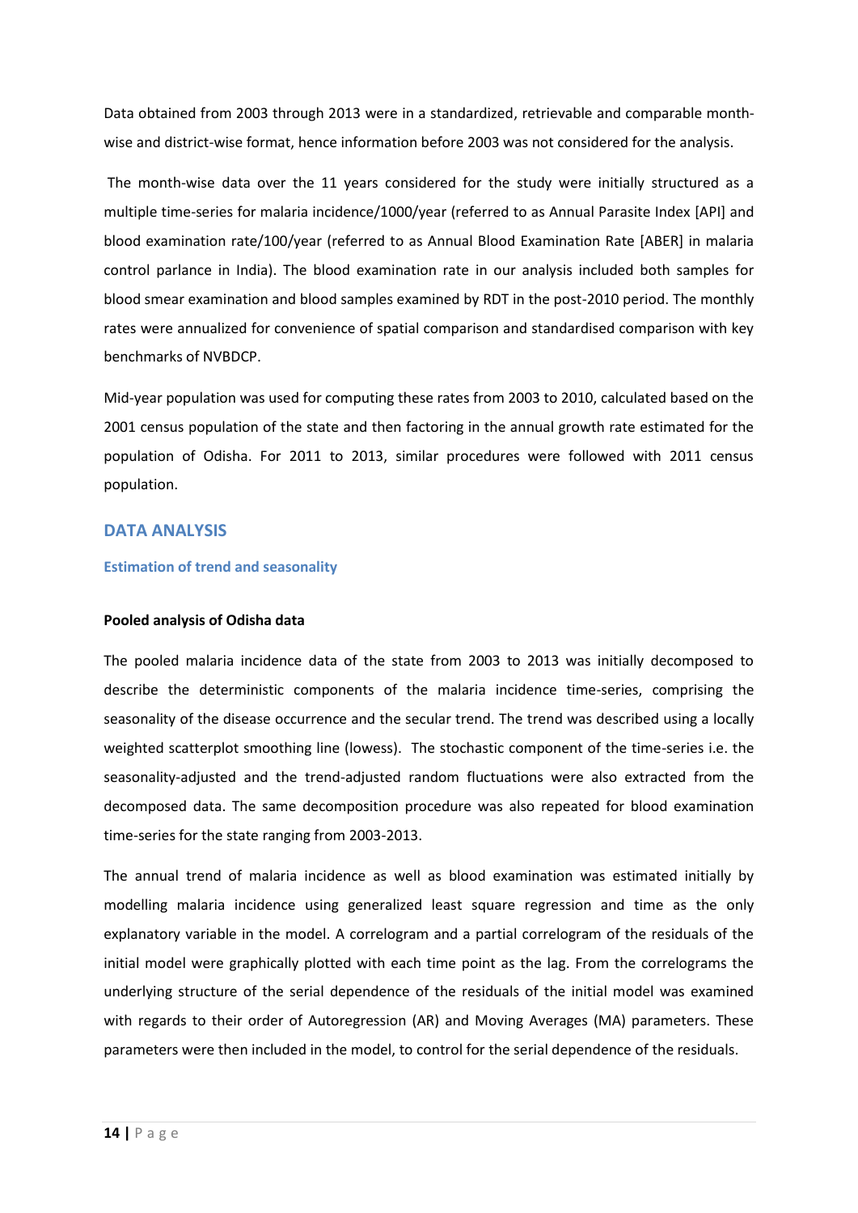Data obtained from 2003 through 2013 were in a standardized, retrievable and comparable month-wise and district-wise format, hence information before 2003 was not considered for the analysis.

The month-wise data over the 11 years considered for the study were initially structured as a multiple time-series for malaria incidence/1000/year (referred to as Annual Parasite Index [API] and blood examination rate/100/year (referred to as Annual Blood Examination Rate [ABER] in malaria control parlance in India). The blood examination rate in our analysis included both samples for blood smear examination and blood samples examined by RDT in the post-2010 period. The monthly rates were annualized for convenience of spatial comparison and standardised comparison with key benchmarks of NVBDCP.

Mid-year population was used for computing these rates from 2003 to 2010, calculated based on the 2001 census population of the state and then factoring in the annual growth rate estimated for the population of Odisha. For 2011 to 2013, similar procedures were followed with 2011 census population.

## DATA ANALYSIS

### Estimation of trend and seasonality

#### Pooled analysis of Odisha data

The pooled malaria incidence data of the state from 2003 to 2013 was initially decomposed to describe the deterministic components of the malaria incidence time-series, comprising the seasonality of the disease occurrence and the secular trend. The trend was described using a locally weighted scatterplot smoothing line (lowess). The stochastic component of the time-series i.e. the seasonality-adjusted and the trend-adjusted random fluctuations were also extracted from the decomposed data. The same decomposition procedure was also repeated for blood examination time-series for the state ranging from 2003-2013.

The annual trend of malaria incidence as well as blood examination was estimated initially by modelling malaria incidence using generalized least square regression and time as the only explanatory variable in the model. A correlogram and a partial correlogram of the residuals of the initial model were graphically plotted with each time point as the lag. From the correlograms the underlying structure of the serial dependence of the residuals of the initial model was examined with regards to their order of Autoregression (AR) and Moving Averages (MA) parameters. These parameters were then included in the model, to control for the serial dependence of the residuals.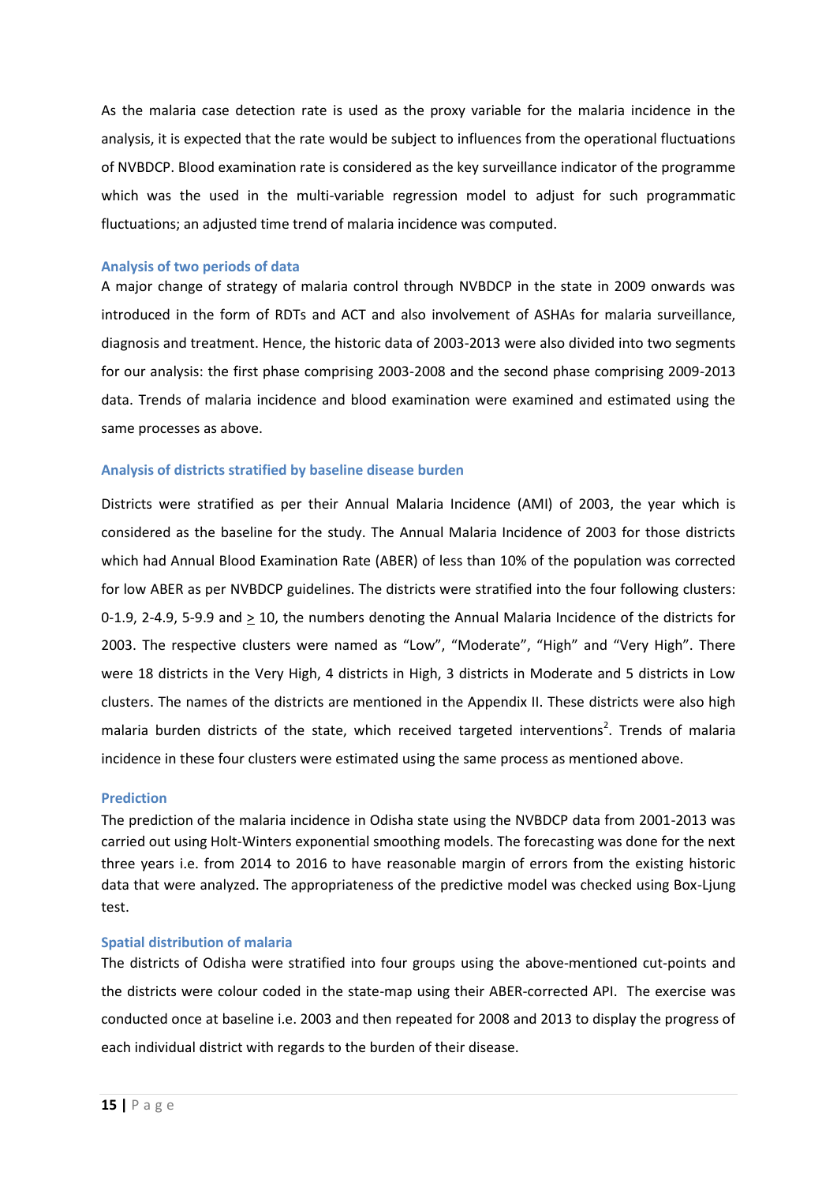As the malaria case detection rate is used as the proxy variable for the malaria incidence in the analysis, it is expected that the rate would be subject to influences from the operational fluctuations of NVBDCP. Blood examination rate is considered as the key surveillance indicator of the programme which was the used in the multi-variable regression model to adjust for such programmatic fluctuations; an adjusted time trend of malaria incidence was computed.

### Analysis of two periods of data

A major change of strategy of malaria control through NVBDCP in the state in 2009 onwards was introduced in the form of RDTs and ACT and also involvement of ASHAs for malaria surveillance, diagnosis and treatment. Hence, the historic data of 2003-2013 were also divided into two segments for our analysis: the first phase comprising 2003-2008 and the second phase comprising 2009-2013 data. Trends of malaria incidence and blood examination were examined and estimated using the same processes as above.

### Analysis of districts stratified by baseline disease burden

Districts were stratified as per their Annual Malaria Incidence (AMI) of 2003, the year which is considered as the baseline for the study. The Annual Malaria Incidence of 2003 for those districts which had Annual Blood Examination Rate (ABER) of less than 10% of the population was corrected for low ABER as per NVBDCP guidelines. The districts were stratified into the four following clusters: 0-1.9, 2-4.9, 5-9.9 and $\geq$ 10, the numbers denoting the Annual Malaria Incidence of the districts for 2003. The respective clusters were named as "Low", "Moderate", "High" and "Very High". There were 18 districts in the Very High, 4 districts in High, 3 districts in Moderate and 5 districts in Low clusters. The names of the districts are mentioned in the Appendix II. These districts were also high malaria burden districts of the state, which received targeted interventions[2]. Trends of malaria incidence in these four clusters were estimated using the same process as mentioned above.

### Prediction

The prediction of the malaria incidence in Odisha state using the NVBDCP data from 2001-2013 was carried out using Holt-Winters exponential smoothing models. The forecasting was done for the next three years i.e. from 2014 to 2016 to have reasonable margin of errors from the existing historic data that were analyzed. The appropriateness of the predictive model was checked using Box-Ljung test.

### Spatial distribution of malaria

The districts of Odisha were stratified into four groups using the above-mentioned cut-points and the districts were colour coded in the state-map using their ABER-corrected API. The exercise was conducted once at baseline i.e. 2003 and then repeated for 2008 and 2013 to display the progress of each individual district with regards to the burden of their disease.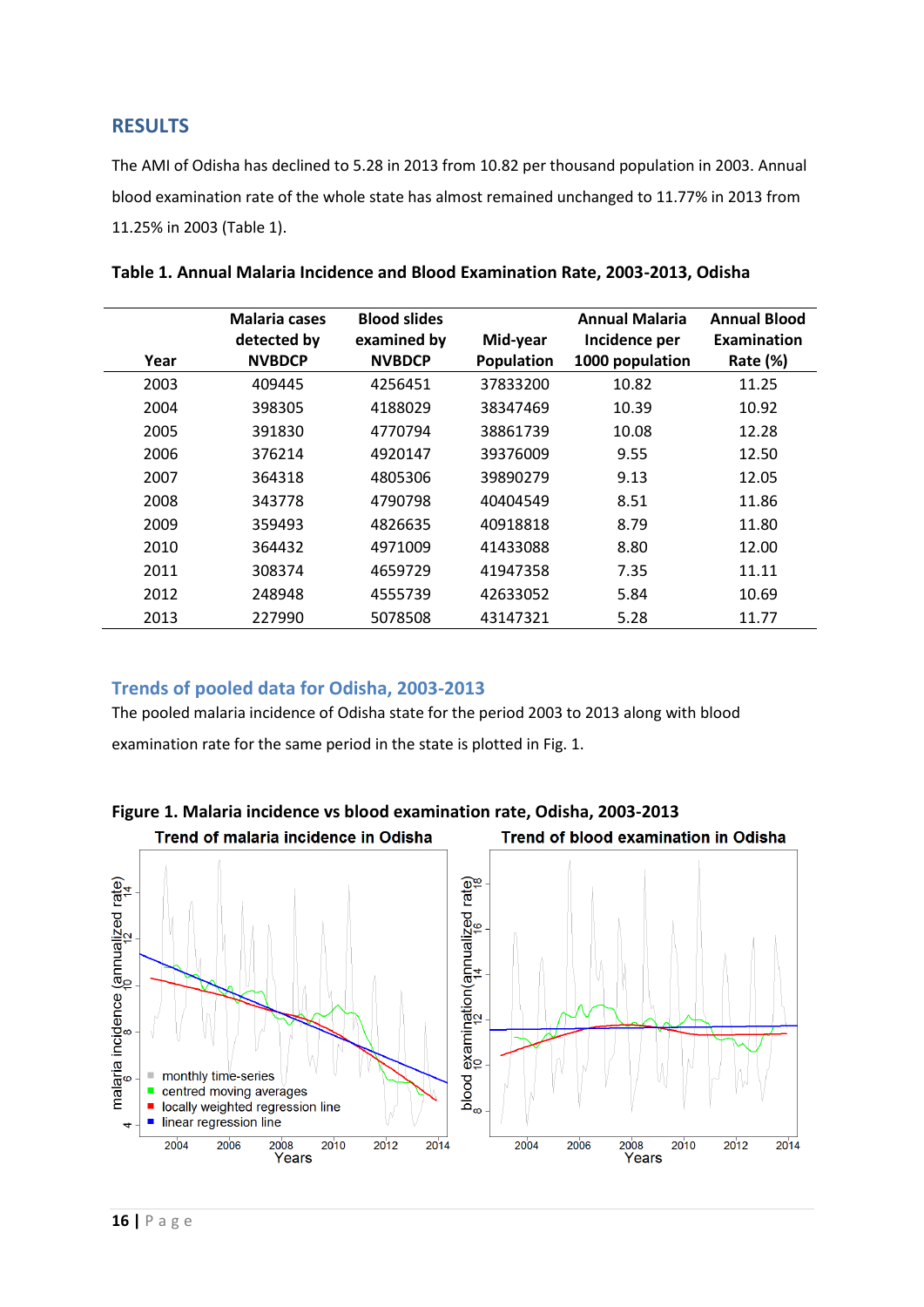## RESULTS

The AMI of Odisha has declined to 5.28 in 2013 from 10.82 per thousand population in 2003. Annual blood examination rate of the whole state has almost remained unchanged to 11.77% in 2013 from 11.25% in 2003 (Table 1).

**Table 1. Annual Malaria Incidence and Blood Examination Rate, 2003-2013, Odisha**

| Year | Malaria cases detected by NVBDCP | Blood slides examined by NVBDCP | Mid-year Population | Annual Malaria Incidence per 1000 population | Annual Blood Examination Rate (%) |
|---|---|---|---|---|---|
| 2003 | 409445 | 4256451 | 37833200 | 10.82 | 11.25 |
| 2004 | 398305 | 4188029 | 38347469 | 10.39 | 10.92 |
| 2005 | 391830 | 4770794 | 38861739 | 10.08 | 12.28 |
| 2006 | 376214 | 4920147 | 39376009 | 9.55 | 12.50 |
| 2007 | 364318 | 4805306 | 39890279 | 9.13 | 12.05 |
| 2008 | 343778 | 4790798 | 40404549 | 8.51 | 11.86 |
| 2009 | 359493 | 4826635 | 40918818 | 8.79 | 11.80 |
| 2010 | 364432 | 4971009 | 41433088 | 8.80 | 12.00 |
| 2011 | 308374 | 4659729 | 41947358 | 7.35 | 11.11 |
| 2012 | 248948 | 4555739 | 42633052 | 5.84 | 10.69 |
| 2013 | 227990 | 5078508 | 43147321 | 5.28 | 11.77 |

### Trends of pooled data for Odisha, 2003-2013

The pooled malaria incidence of Odisha state for the period 2003 to 2013 along with blood examination rate for the same period in the state is plotted in Fig. 1.

**Figure 1. Malaria incidence vs blood examination rate, Odisha, 2003-2013**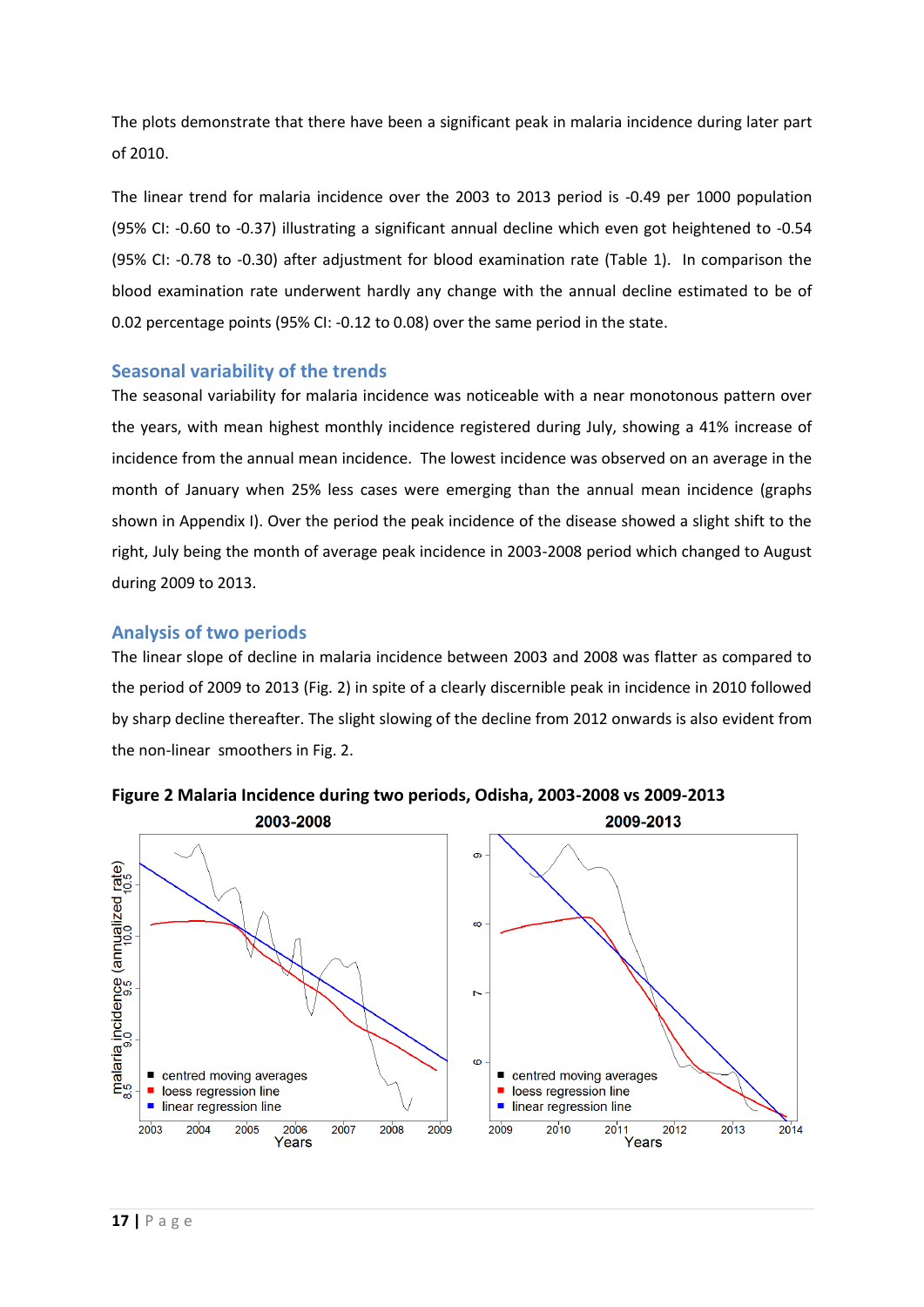The plots demonstrate that there have been a significant peak in malaria incidence during later part of 2010.

The linear trend for malaria incidence over the 2003 to 2013 period is -0.49 per 1000 population (95% CI: -0.60 to -0.37) illustrating a significant annual decline which even got heightened to -0.54 (95% CI: -0.78 to -0.30) after adjustment for blood examination rate (Table 1). In comparison the blood examination rate underwent hardly any change with the annual decline estimated to be of 0.02 percentage points (95% CI: -0.12 to 0.08) over the same period in the state.

## Seasonal variability of the trends

The seasonal variability for malaria incidence was noticeable with a near monotonous pattern over the years, with mean highest monthly incidence registered during July, showing a 41% increase of incidence from the annual mean incidence. The lowest incidence was observed on an average in the month of January when 25% less cases were emerging than the annual mean incidence (graphs shown in Appendix I). Over the period the peak incidence of the disease showed a slight shift to the right, July being the month of average peak incidence in 2003-2008 period which changed to August during 2009 to 2013.

## Analysis of two periods

The linear slope of decline in malaria incidence between 2003 and 2008 was flatter as compared to the period of 2009 to 2013 (Fig. 2) in spite of a clearly discernible peak in incidence in 2010 followed by sharp decline thereafter. The slight slowing of the decline from 2012 onwards is also evident from the non-linear smoothers in Fig. 2.

**Figure 2 Malaria Incidence during two periods, Odisha, 2003-2008 vs 2009-2013**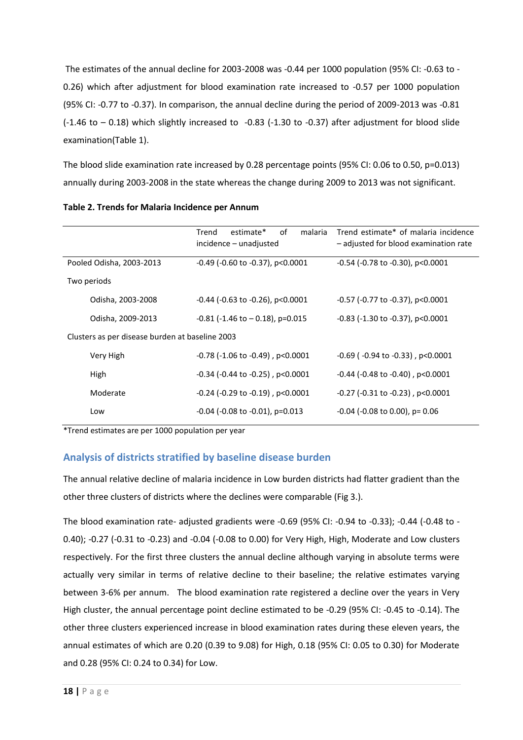The estimates of the annual decline for 2003-2008 was -0.44 per 1000 population (95% CI: -0.63 to -0.26) which after adjustment for blood examination rate increased to -0.57 per 1000 population (95% CI: -0.77 to -0.37). In comparison, the annual decline during the period of 2009-2013 was -0.81 (-1.46 to – 0.18) which slightly increased to -0.83 (-1.30 to -0.37) after adjustment for blood slide examination(Table 1).

The blood slide examination rate increased by 0.28 percentage points (95% CI: 0.06 to 0.50, p=0.013) annually during 2003-2008 in the state whereas the change during 2009 to 2013 was not significant.

**Table 2. Trends for Malaria Incidence per Annum**

| | Trend estimate* of malaria incidence – unadjusted | Trend estimate* of malaria incidence – adjusted for blood examination rate |
|---|---|---|
| Pooled Odisha, 2003-2013 | -0.49 (-0.60 to -0.37), p<0.0001 | -0.54 (-0.78 to -0.30), p<0.0001 |
| Two periods | | |
| Odisha, 2003-2008 | -0.44 (-0.63 to -0.26), p<0.0001 | -0.57 (-0.77 to -0.37), p<0.0001 |
| Odisha, 2009-2013 | -0.81 (-1.46 to – 0.18), p=0.015 | -0.83 (-1.30 to -0.37), p<0.0001 |
| Clusters as per disease burden at baseline 2003 | | |
| Very High | -0.78 (-1.06 to -0.49) , p<0.0001 | -0.69 ( -0.94 to -0.33) , p<0.0001 |
| High | -0.34 (-0.44 to -0.25) , p<0.0001 | -0.44 (-0.48 to -0.40) , p<0.0001 |
| Moderate | -0.24 (-0.29 to -0.19) , p<0.0001 | -0.27 (-0.31 to -0.23) , p<0.0001 |
| Low | -0.04 (-0.08 to -0.01), p=0.013 | -0.04 (-0.08 to 0.00), p= 0.06 |

*Trend estimates are per 1000 population per year

## Analysis of districts stratified by baseline disease burden

The annual relative decline of malaria incidence in Low burden districts had flatter gradient than the other three clusters of districts where the declines were comparable (Fig 3.).

The blood examination rate- adjusted gradients were -0.69 (95% CI: -0.94 to -0.33); -0.44 (-0.48 to -0.40); -0.27 (-0.31 to -0.23) and -0.04 (-0.08 to 0.00) for Very High, High, Moderate and Low clusters respectively. For the first three clusters the annual decline although varying in absolute terms were actually very similar in terms of relative decline to their baseline; the relative estimates varying between 3-6% per annum. The blood examination rate registered a decline over the years in Very High cluster, the annual percentage point decline estimated to be -0.29 (95% CI: -0.45 to -0.14). The other three clusters experienced increase in blood examination rates during these eleven years, the annual estimates of which are 0.20 (0.39 to 9.08) for High, 0.18 (95% CI: 0.05 to 0.30) for Moderate and 0.28 (95% CI: 0.24 to 0.34) for Low.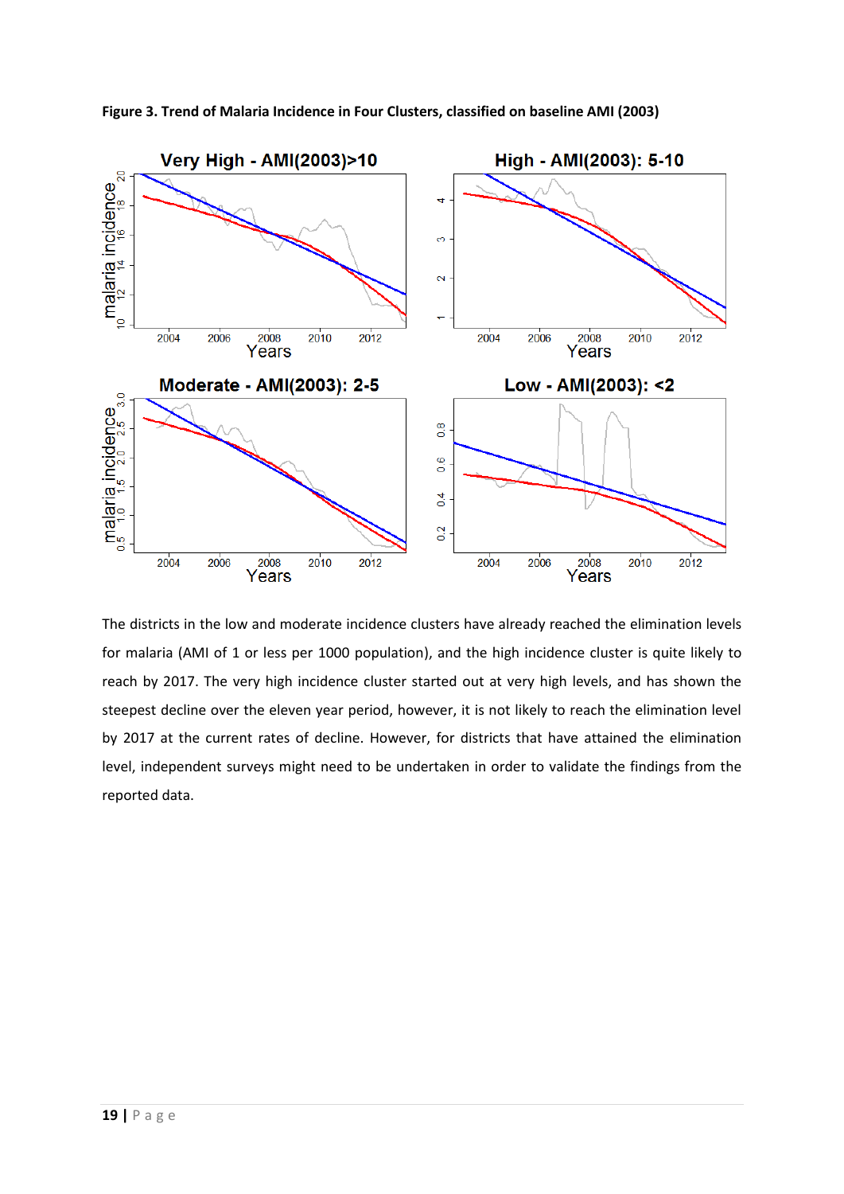**Figure 3. Trend of Malaria Incidence in Four Clusters, classified on baseline AMI (2003)**

The districts in the low and moderate incidence clusters have already reached the elimination levels for malaria (AMI of 1 or less per 1000 population), and the high incidence cluster is quite likely to reach by 2017. The very high incidence cluster started out at very high levels, and has shown the steepest decline over the eleven year period, however, it is not likely to reach the elimination level by 2017 at the current rates of decline. However, for districts that have attained the elimination level, independent surveys might need to be undertaken in order to validate the findings from the reported data.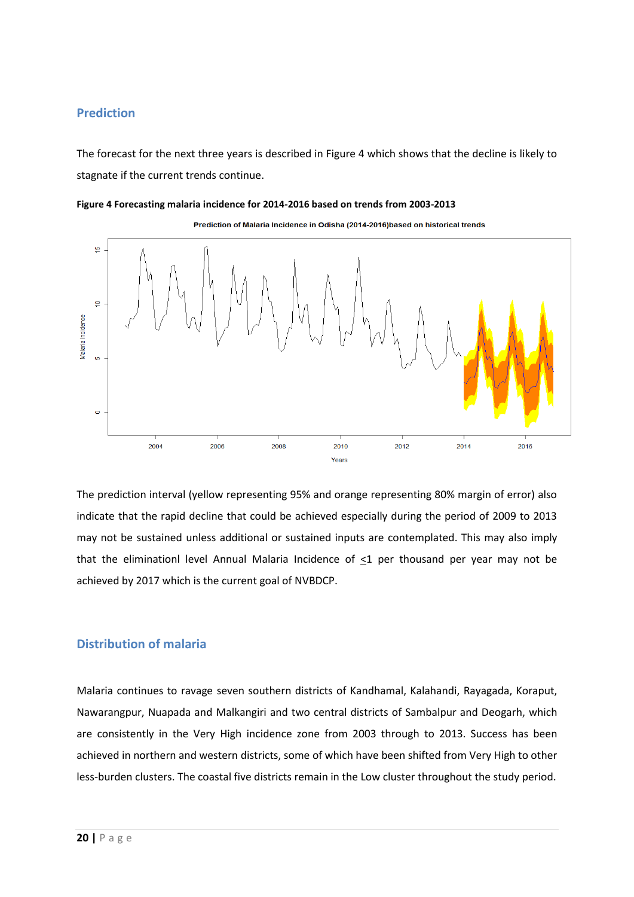## Prediction

The forecast for the next three years is described in Figure 4 which shows that the decline is likely to stagnate if the current trends continue.

**Figure 4 Forecasting malaria incidence for 2014-2016 based on trends from 2003-2013**

The prediction interval (yellow representing 95% and orange representing 80% margin of error) also indicate that the rapid decline that could be achieved especially during the period of 2009 to 2013 may not be sustained unless additional or sustained inputs are contemplated. This may also imply that the eliminationl level Annual Malaria Incidence of $\leq$1 per thousand per year may not be achieved by 2017 which is the current goal of NVBDCP.

## Distribution of malaria

Malaria continues to ravage seven southern districts of Kandhamal, Kalahandi, Rayagada, Koraput, Nawarangpur, Nuapada and Malkangiri and two central districts of Sambalpur and Deogarh, which are consistently in the Very High incidence zone from 2003 through to 2013. Success has been achieved in northern and western districts, some of which have been shifted from Very High to other less-burden clusters. The coastal five districts remain in the Low cluster throughout the study period.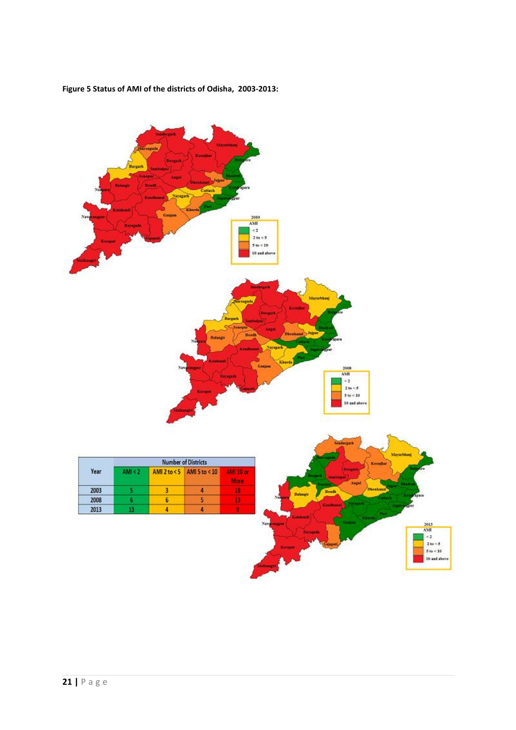**Figure 5 Status of AMI of the districts of Odisha, 2003-2013:**

| Year | Number of Districts | | | |
|---|---|---|---|---|
| | AMI < 2 | AMI 2 to < 5 | AMI 5 to < 10 | AMI 10 or More |
| 2003 | 5 | 3 | 4 | 18 |
| 2008 | 6 | 6 | 5 | 13 |
| 2013 | 13 | 4 | 4 | 9 |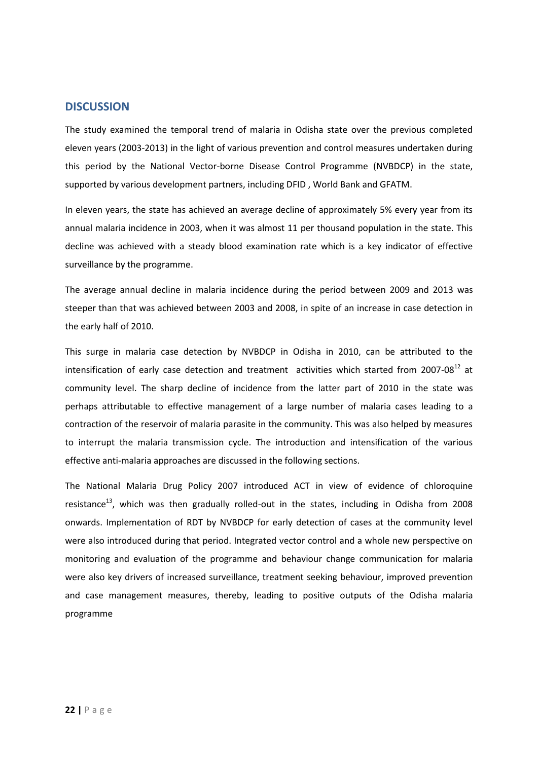## DISCUSSION

The study examined the temporal trend of malaria in Odisha state over the previous completed eleven years (2003-2013) in the light of various prevention and control measures undertaken during this period by the National Vector-borne Disease Control Programme (NVBDCP) in the state, supported by various development partners, including DFID , World Bank and GFATM.

In eleven years, the state has achieved an average decline of approximately 5% every year from its annual malaria incidence in 2003, when it was almost 11 per thousand population in the state. This decline was achieved with a steady blood examination rate which is a key indicator of effective surveillance by the programme.

The average annual decline in malaria incidence during the period between 2009 and 2013 was steeper than that was achieved between 2003 and 2008, in spite of an increase in case detection in the early half of 2010.

This surge in malaria case detection by NVBDCP in Odisha in 2010, can be attributed to the intensification of early case detection and treatment activities which started from 2007-08[12] at community level. The sharp decline of incidence from the latter part of 2010 in the state was perhaps attributable to effective management of a large number of malaria cases leading to a contraction of the reservoir of malaria parasite in the community. This was also helped by measures to interrupt the malaria transmission cycle. The introduction and intensification of the various effective anti-malaria approaches are discussed in the following sections.

The National Malaria Drug Policy 2007 introduced ACT in view of evidence of chloroquine resistance[13], which was then gradually rolled-out in the states, including in Odisha from 2008 onwards. Implementation of RDT by NVBDCP for early detection of cases at the community level were also introduced during that period. Integrated vector control and a whole new perspective on monitoring and evaluation of the programme and behaviour change communication for malaria were also key drivers of increased surveillance, treatment seeking behaviour, improved prevention and case management measures, thereby, leading to positive outputs of the Odisha malaria programme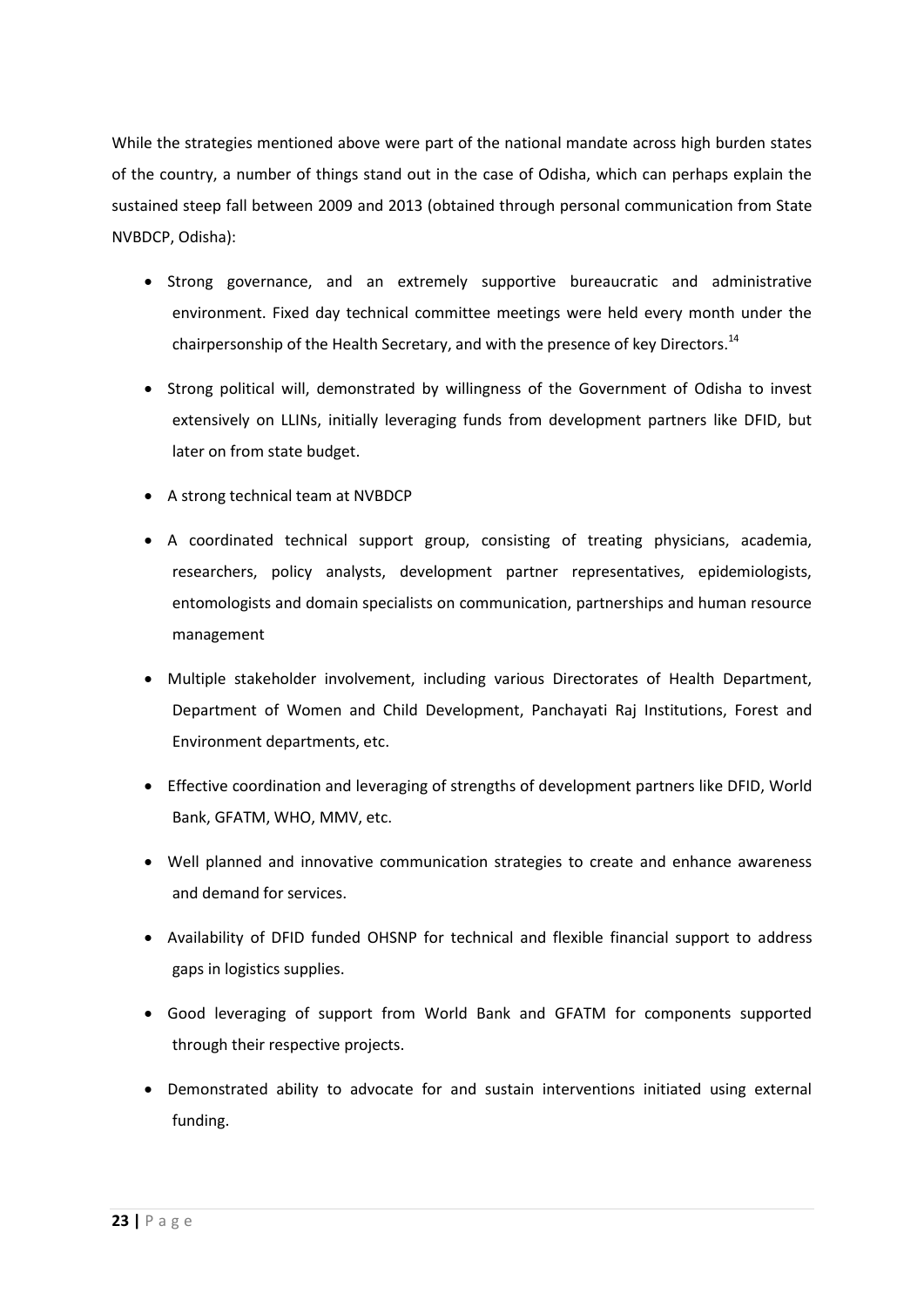While the strategies mentioned above were part of the national mandate across high burden states of the country, a number of things stand out in the case of Odisha, which can perhaps explain the sustained steep fall between 2009 and 2013 (obtained through personal communication from State NVBDCP, Odisha):

- Strong governance, and an extremely supportive bureaucratic and administrative environment. Fixed day technical committee meetings were held every month under the chairpersonship of the Health Secretary, and with the presence of key Directors.[14]
- Strong political will, demonstrated by willingness of the Government of Odisha to invest extensively on LLINs, initially leveraging funds from development partners like DFID, but later on from state budget.
- A strong technical team at NVBDCP
- A coordinated technical support group, consisting of treating physicians, academia, researchers, policy analysts, development partner representatives, epidemiologists, entomologists and domain specialists on communication, partnerships and human resource management
- Multiple stakeholder involvement, including various Directorates of Health Department, Department of Women and Child Development, Panchayati Raj Institutions, Forest and Environment departments, etc.
- Effective coordination and leveraging of strengths of development partners like DFID, World Bank, GFATM, WHO, MMV, etc.
- Well planned and innovative communication strategies to create and enhance awareness and demand for services.
- Availability of DFID funded OHSNP for technical and flexible financial support to address gaps in logistics supplies.
- Good leveraging of support from World Bank and GFATM for components supported through their respective projects.
- Demonstrated ability to advocate for and sustain interventions initiated using external funding.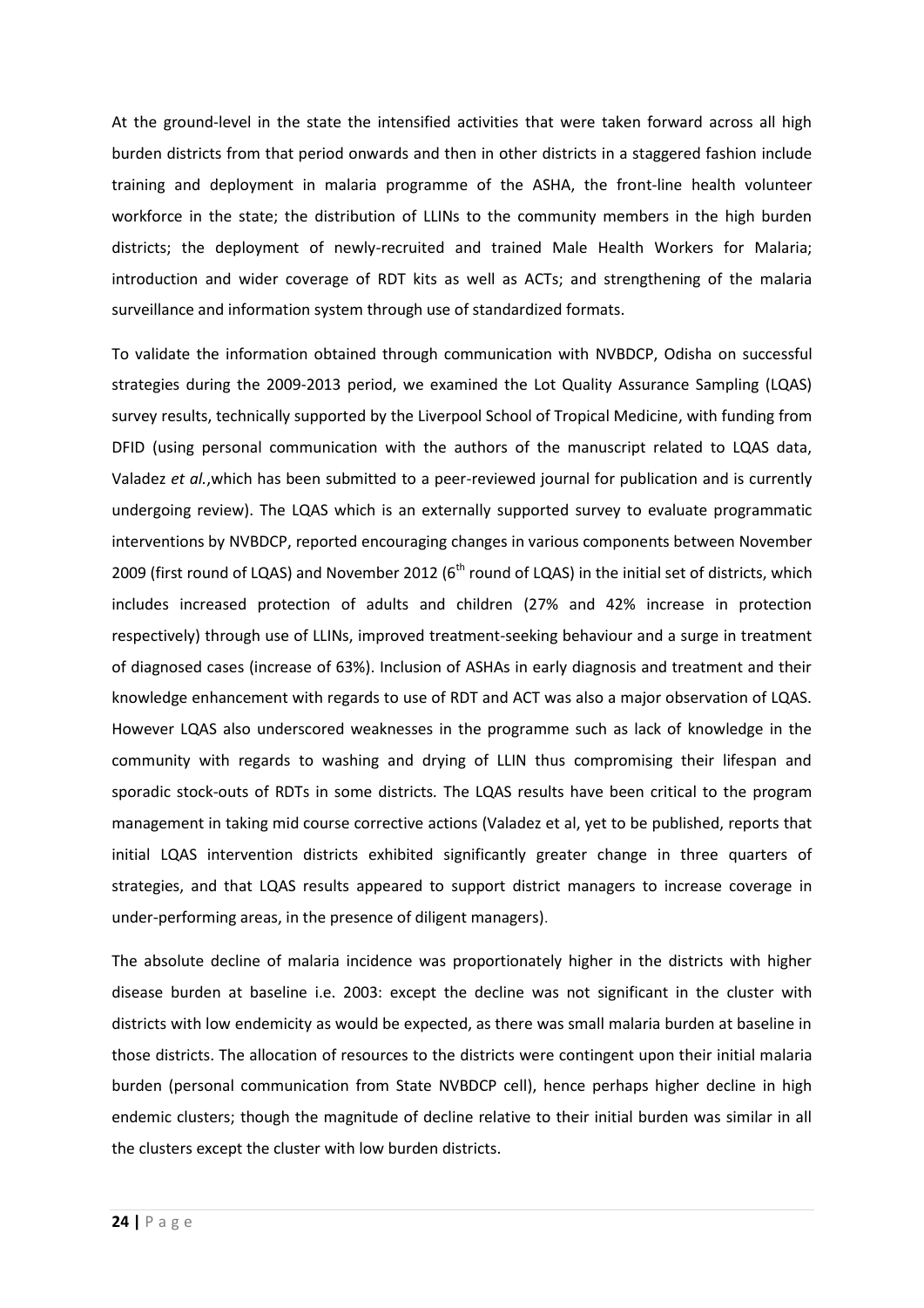At the ground-level in the state the intensified activities that were taken forward across all high burden districts from that period onwards and then in other districts in a staggered fashion include training and deployment in malaria programme of the ASHA, the front-line health volunteer workforce in the state; the distribution of LLINs to the community members in the high burden districts; the deployment of newly-recruited and trained Male Health Workers for Malaria; introduction and wider coverage of RDT kits as well as ACTs; and strengthening of the malaria surveillance and information system through use of standardized formats.

To validate the information obtained through communication with NVBDCP, Odisha on successful strategies during the 2009-2013 period, we examined the Lot Quality Assurance Sampling (LQAS) survey results, technically supported by the Liverpool School of Tropical Medicine, with funding from DFID (using personal communication with the authors of the manuscript related to LQAS data, Valadez *et al.*,which has been submitted to a peer-reviewed journal for publication and is currently undergoing review). The LQAS which is an externally supported survey to evaluate programmatic interventions by NVBDCP, reported encouraging changes in various components between November 2009 (first round of LQAS) and November 2012 (6$^{th}$ round of LQAS) in the initial set of districts, which includes increased protection of adults and children (27% and 42% increase in protection respectively) through use of LLINs, improved treatment-seeking behaviour and a surge in treatment of diagnosed cases (increase of 63%). Inclusion of ASHAs in early diagnosis and treatment and their knowledge enhancement with regards to use of RDT and ACT was also a major observation of LQAS. However LQAS also underscored weaknesses in the programme such as lack of knowledge in the community with regards to washing and drying of LLIN thus compromising their lifespan and sporadic stock-outs of RDTs in some districts. The LQAS results have been critical to the program management in taking mid course corrective actions (Valadez et al, yet to be published, reports that initial LQAS intervention districts exhibited significantly greater change in three quarters of strategies, and that LQAS results appeared to support district managers to increase coverage in under-performing areas, in the presence of diligent managers).

The absolute decline of malaria incidence was proportionately higher in the districts with higher disease burden at baseline i.e. 2003: except the decline was not significant in the cluster with districts with low endemicity as would be expected, as there was small malaria burden at baseline in those districts. The allocation of resources to the districts were contingent upon their initial malaria burden (personal communication from State NVBDCP cell), hence perhaps higher decline in high endemic clusters; though the magnitude of decline relative to their initial burden was similar in all the clusters except the cluster with low burden districts.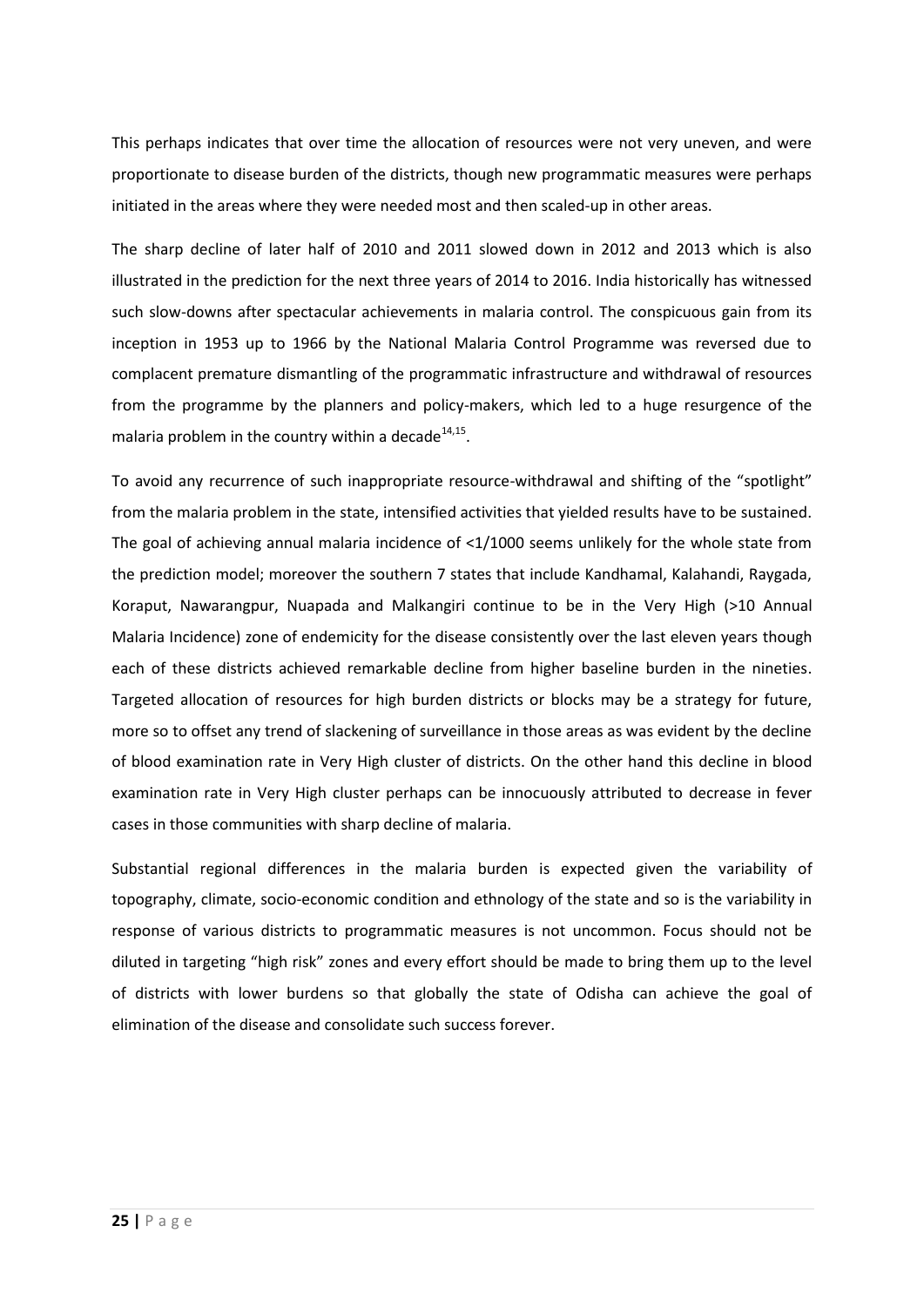This perhaps indicates that over time the allocation of resources were not very uneven, and were proportionate to disease burden of the districts, though new programmatic measures were perhaps initiated in the areas where they were needed most and then scaled-up in other areas.

The sharp decline of later half of 2010 and 2011 slowed down in 2012 and 2013 which is also illustrated in the prediction for the next three years of 2014 to 2016. India historically has witnessed such slow-downs after spectacular achievements in malaria control. The conspicuous gain from its inception in 1953 up to 1966 by the National Malaria Control Programme was reversed due to complacent premature dismantling of the programmatic infrastructure and withdrawal of resources from the programme by the planners and policy-makers, which led to a huge resurgence of the malaria problem in the country within a decade[14,15].

To avoid any recurrence of such inappropriate resource-withdrawal and shifting of the "spotlight" from the malaria problem in the state, intensified activities that yielded results have to be sustained. The goal of achieving annual malaria incidence of <1/1000 seems unlikely for the whole state from the prediction model; moreover the southern 7 states that include Kandhamal, Kalahandi, Raygada, Koraput, Nawarangpur, Nuapada and Malkangiri continue to be in the Very High (>10 Annual Malaria Incidence) zone of endemicity for the disease consistently over the last eleven years though each of these districts achieved remarkable decline from higher baseline burden in the nineties. Targeted allocation of resources for high burden districts or blocks may be a strategy for future, more so to offset any trend of slackening of surveillance in those areas as was evident by the decline of blood examination rate in Very High cluster of districts. On the other hand this decline in blood examination rate in Very High cluster perhaps can be innocuously attributed to decrease in fever cases in those communities with sharp decline of malaria.

Substantial regional differences in the malaria burden is expected given the variability of topography, climate, socio-economic condition and ethnology of the state and so is the variability in response of various districts to programmatic measures is not uncommon. Focus should not be diluted in targeting "high risk" zones and every effort should be made to bring them up to the level of districts with lower burdens so that globally the state of Odisha can achieve the goal of elimination of the disease and consolidate such success forever.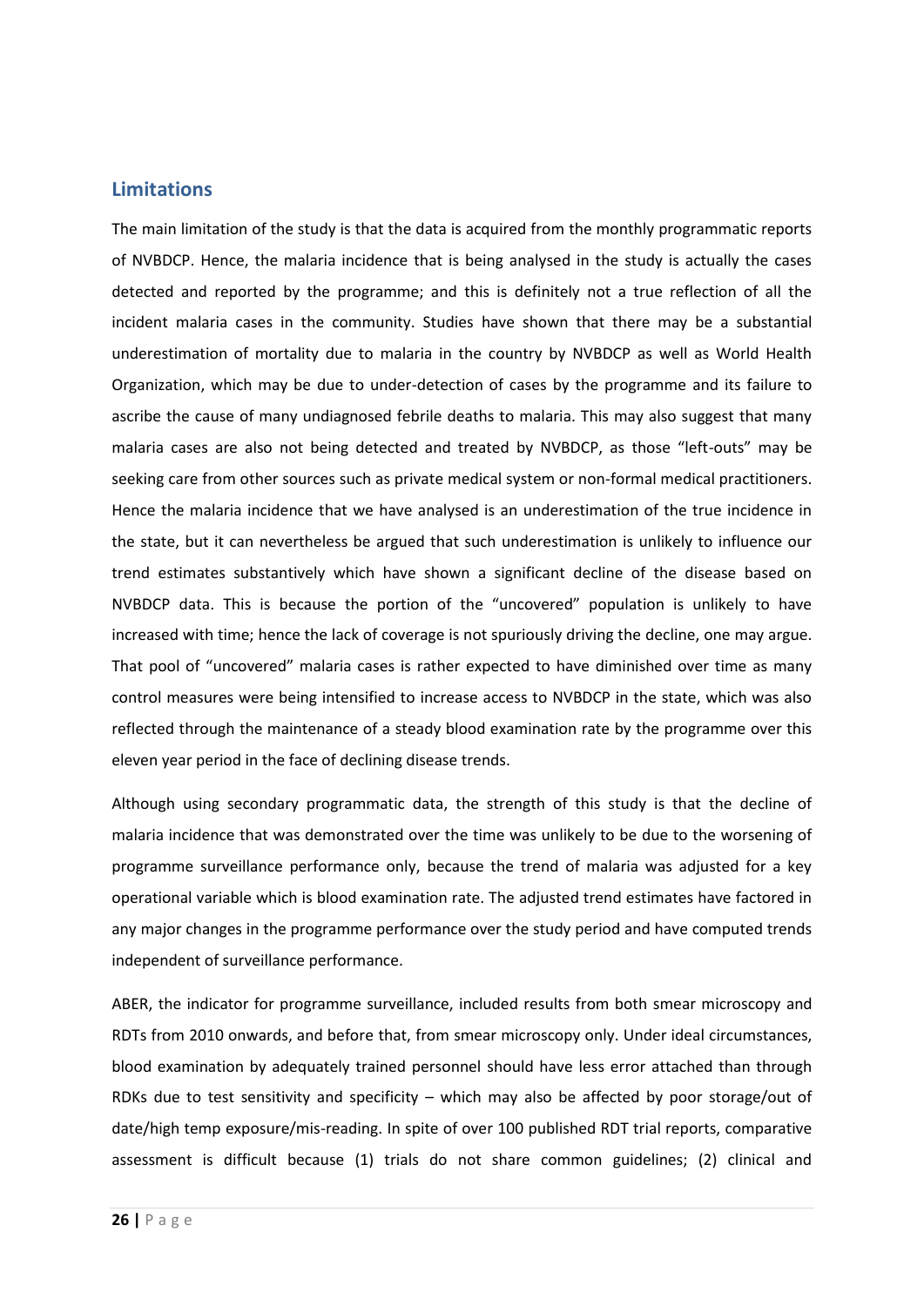## Limitations

The main limitation of the study is that the data is acquired from the monthly programmatic reports of NVBDCP. Hence, the malaria incidence that is being analysed in the study is actually the cases detected and reported by the programme; and this is definitely not a true reflection of all the incident malaria cases in the community. Studies have shown that there may be a substantial underestimation of mortality due to malaria in the country by NVBDCP as well as World Health Organization, which may be due to under-detection of cases by the programme and its failure to ascribe the cause of many undiagnosed febrile deaths to malaria. This may also suggest that many malaria cases are also not being detected and treated by NVBDCP, as those "left-outs" may be seeking care from other sources such as private medical system or non-formal medical practitioners. Hence the malaria incidence that we have analysed is an underestimation of the true incidence in the state, but it can nevertheless be argued that such underestimation is unlikely to influence our trend estimates substantively which have shown a significant decline of the disease based on NVBDCP data. This is because the portion of the "uncovered" population is unlikely to have increased with time; hence the lack of coverage is not spuriously driving the decline, one may argue. That pool of "uncovered" malaria cases is rather expected to have diminished over time as many control measures were being intensified to increase access to NVBDCP in the state, which was also reflected through the maintenance of a steady blood examination rate by the programme over this eleven year period in the face of declining disease trends.

Although using secondary programmatic data, the strength of this study is that the decline of malaria incidence that was demonstrated over the time was unlikely to be due to the worsening of programme surveillance performance only, because the trend of malaria was adjusted for a key operational variable which is blood examination rate. The adjusted trend estimates have factored in any major changes in the programme performance over the study period and have computed trends independent of surveillance performance.

ABER, the indicator for programme surveillance, included results from both smear microscopy and RDTs from 2010 onwards, and before that, from smear microscopy only. Under ideal circumstances, blood examination by adequately trained personnel should have less error attached than through RDKs due to test sensitivity and specificity – which may also be affected by poor storage/out of date/high temp exposure/mis-reading. In spite of over 100 published RDT trial reports, comparative assessment is difficult because (1) trials do not share common guidelines; (2) clinical and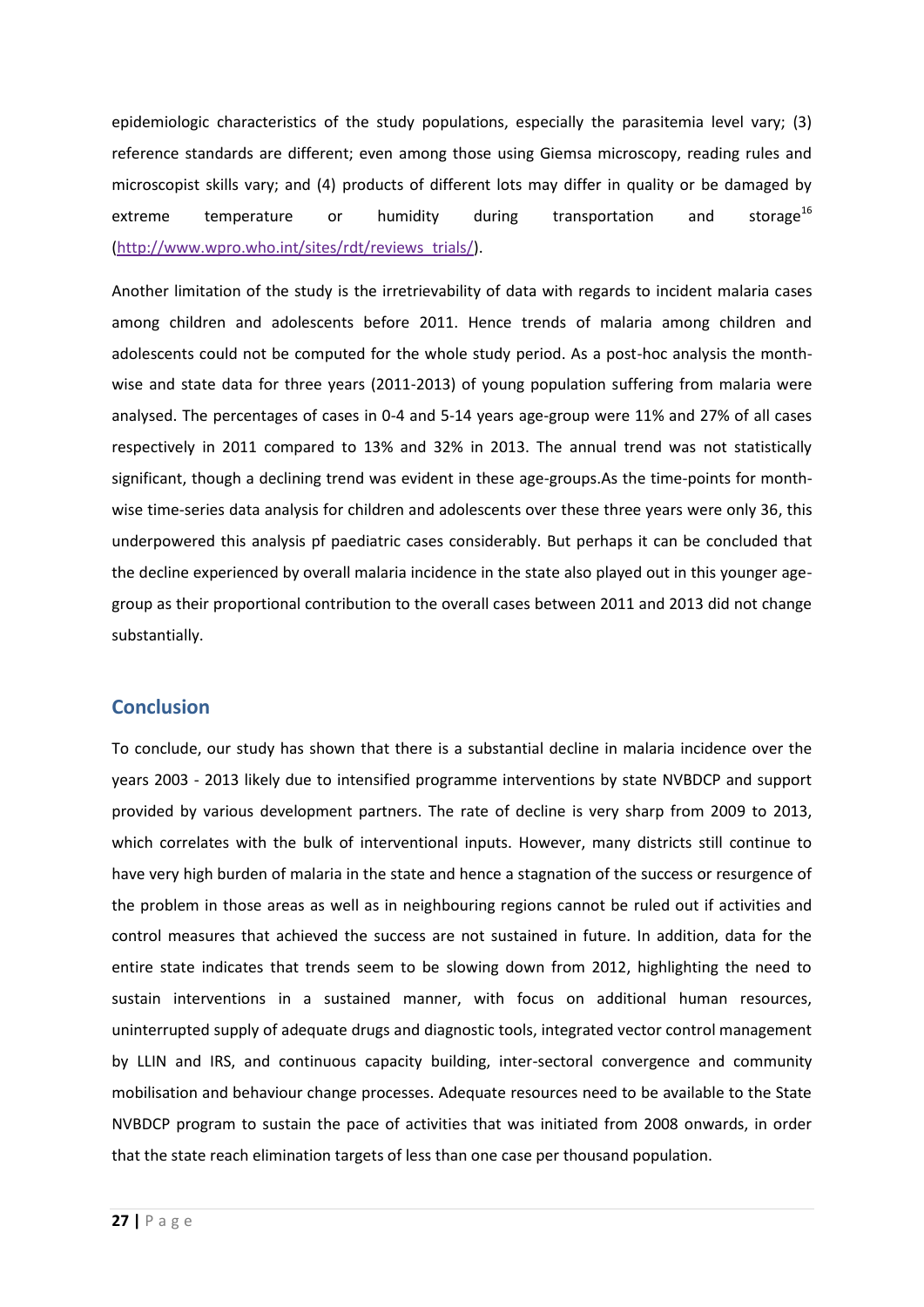epidemiologic characteristics of the study populations, especially the parasitemia level vary; (3) reference standards are different; even among those using Giemsa microscopy, reading rules and microscopist skills vary; and (4) products of different lots may differ in quality or be damaged by extreme temperature or humidity during transportation and storage[16] (http://www.wpro.who.int/sites/rdt/reviews_trials/).

Another limitation of the study is the irretrievability of data with regards to incident malaria cases among children and adolescents before 2011. Hence trends of malaria among children and adolescents could not be computed for the whole study period. As a post-hoc analysis the month-wise and state data for three years (2011-2013) of young population suffering from malaria were analysed. The percentages of cases in 0-4 and 5-14 years age-group were 11% and 27% of all cases respectively in 2011 compared to 13% and 32% in 2013. The annual trend was not statistically significant, though a declining trend was evident in these age-groups.As the time-points for month-wise time-series data analysis for children and adolescents over these three years were only 36, this underpowered this analysis pf paediatric cases considerably. But perhaps it can be concluded that the decline experienced by overall malaria incidence in the state also played out in this younger age-group as their proportional contribution to the overall cases between 2011 and 2013 did not change substantially.

## Conclusion

To conclude, our study has shown that there is a substantial decline in malaria incidence over the years 2003 - 2013 likely due to intensified programme interventions by state NVBDCP and support provided by various development partners. The rate of decline is very sharp from 2009 to 2013, which correlates with the bulk of interventional inputs. However, many districts still continue to have very high burden of malaria in the state and hence a stagnation of the success or resurgence of the problem in those areas as well as in neighbouring regions cannot be ruled out if activities and control measures that achieved the success are not sustained in future. In addition, data for the entire state indicates that trends seem to be slowing down from 2012, highlighting the need to sustain interventions in a sustained manner, with focus on additional human resources, uninterrupted supply of adequate drugs and diagnostic tools, integrated vector control management by LLIN and IRS, and continuous capacity building, inter-sectoral convergence and community mobilisation and behaviour change processes. Adequate resources need to be available to the State NVBDCP program to sustain the pace of activities that was initiated from 2008 onwards, in order that the state reach elimination targets of less than one case per thousand population.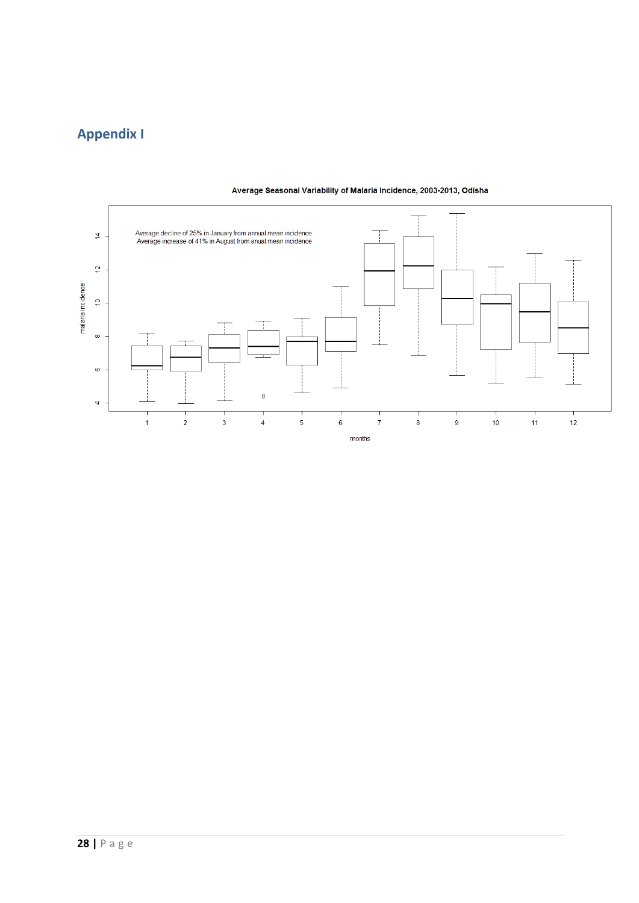# Appendix I

Average Seasonal Variability of Malaria Incidence, 2003-2013, Odisha

Average decline of 25% in January from annual mean incidence
Average increase of 41% in August from anual mean incidence

malaria incidence

months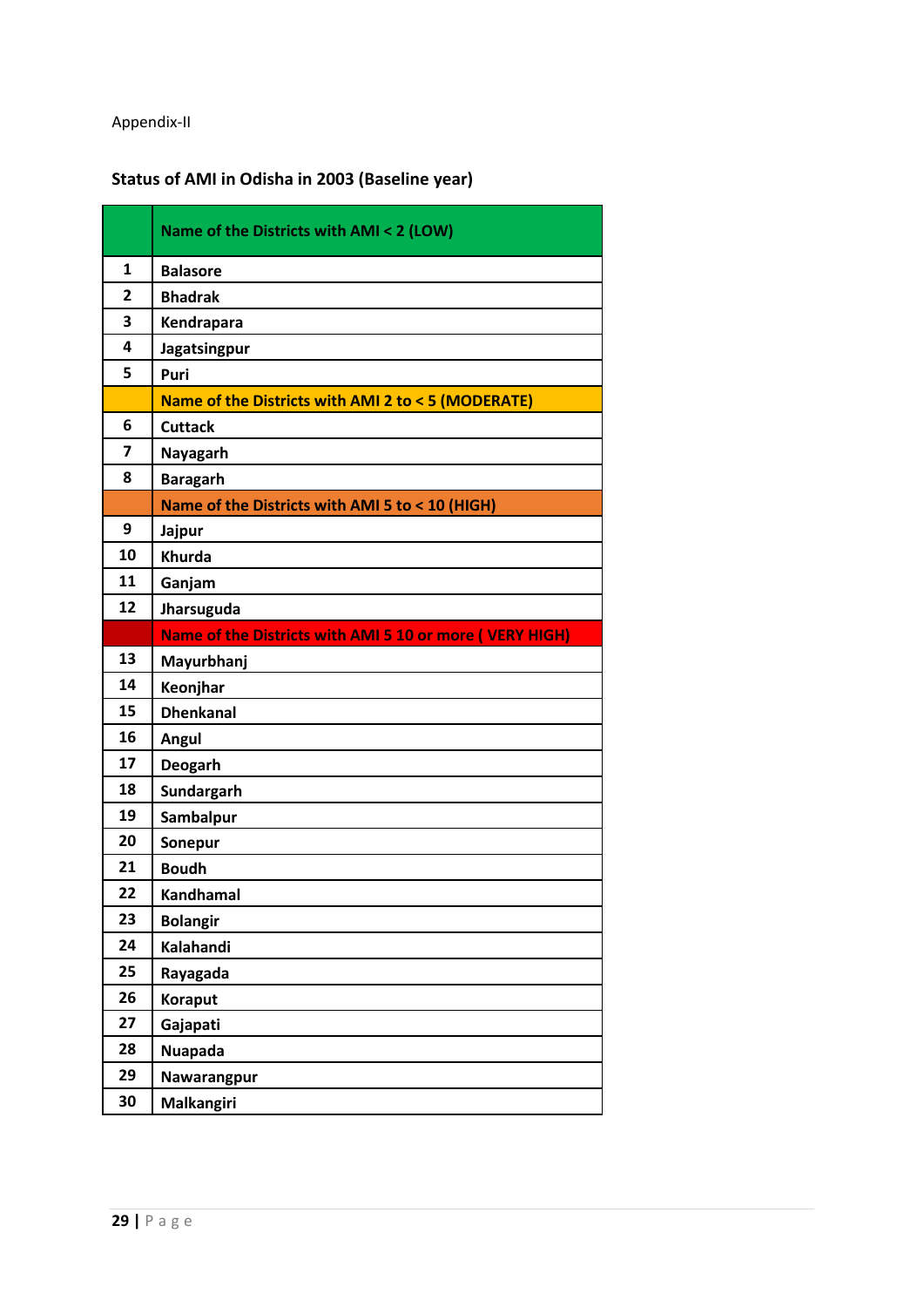Appendix-II

**Status of AMI in Odisha in 2003 (Baseline year)**

| | **Name of the Districts with AMI < 2 (LOW)** |
|---|---|
| **1** | **Balasore** |
| **2** | **Bhadrak** |
| **3** | **Kendrapara** |
| **4** | **Jagatsingpur** |
| **5** | **Puri** |
| | **Name of the Districts with AMI 2 to < 5 (MODERATE)** |
| **6** | **Cuttack** |
| **7** | **Nayagarh** |
| **8** | **Baragarh** |
| | **Name of the Districts with AMI 5 to < 10 (HIGH)** |
| **9** | **Jajpur** |
| **10** | **Khurda** |
| **11** | **Ganjam** |
| **12** | **Jharsuguda** |
| | **Name of the Districts with AMI 5 10 or more ( VERY HIGH)** |
| **13** | **Mayurbhanj** |
| **14** | **Keonjhar** |
| **15** | **Dhenkanal** |
| **16** | **Angul** |
| **17** | **Deogarh** |
| **18** | **Sundargarh** |
| **19** | **Sambalpur** |
| **20** | **Sonepur** |
| **21** | **Boudh** |
| **22** | **Kandhamal** |
| **23** | **Bolangir** |
| **24** | **Kalahandi** |
| **25** | **Rayagada** |
| **26** | **Koraput** |
| **27** | **Gajapati** |
| **28** | **Nuapada** |
| **29** | **Nawarangpur** |
| **30** | **Malkangiri** |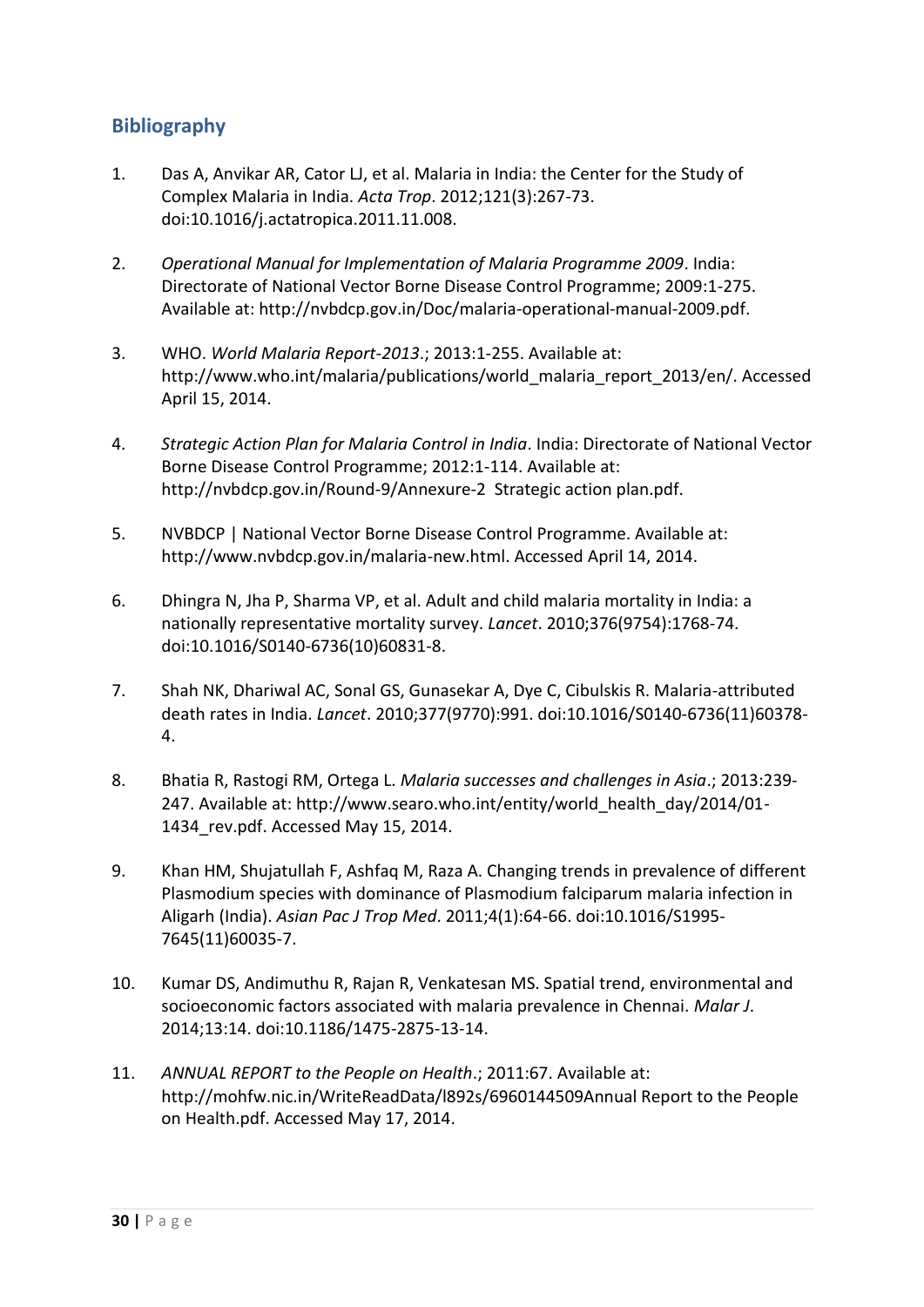## Bibliography

1. Das A, Anvikar AR, Cator LJ, et al. Malaria in India: the Center for the Study of Complex Malaria in India. *Acta Trop*. 2012;121(3):267-73. doi:10.1016/j.actatropica.2011.11.008.

2. *Operational Manual for Implementation of Malaria Programme 2009*. India: Directorate of National Vector Borne Disease Control Programme; 2009:1-275. Available at: http://nvbdcp.gov.in/Doc/malaria-operational-manual-2009.pdf.

3. WHO. *World Malaria Report-2013*.; 2013:1-255. Available at: http://www.who.int/malaria/publications/world_malaria_report_2013/en/. Accessed April 15, 2014.

4. *Strategic Action Plan for Malaria Control in India*. India: Directorate of National Vector Borne Disease Control Programme; 2012:1-114. Available at: http://nvbdcp.gov.in/Round-9/Annexure-2 Strategic action plan.pdf.

5. NVBDCP | National Vector Borne Disease Control Programme. Available at: http://www.nvbdcp.gov.in/malaria-new.html. Accessed April 14, 2014.

6. Dhingra N, Jha P, Sharma VP, et al. Adult and child malaria mortality in India: a nationally representative mortality survey. *Lancet*. 2010;376(9754):1768-74. doi:10.1016/S0140-6736(10)60831-8.

7. Shah NK, Dhariwal AC, Sonal GS, Gunasekar A, Dye C, Cibulskis R. Malaria-attributed death rates in India. *Lancet*. 2010;377(9770):991. doi:10.1016/S0140-6736(11)60378-4.

8. Bhatia R, Rastogi RM, Ortega L. *Malaria successes and challenges in Asia*.; 2013:239-247. Available at: http://www.searo.who.int/entity/world_health_day/2014/01-1434_rev.pdf. Accessed May 15, 2014.

9. Khan HM, Shujatullah F, Ashfaq M, Raza A. Changing trends in prevalence of different Plasmodium species with dominance of Plasmodium falciparum malaria infection in Aligarh (India). *Asian Pac J Trop Med*. 2011;4(1):64-66. doi:10.1016/S1995-7645(11)60035-7.

10. Kumar DS, Andimuthu R, Rajan R, Venkatesan MS. Spatial trend, environmental and socioeconomic factors associated with malaria prevalence in Chennai. *Malar J*. 2014;13:14. doi:10.1186/1475-2875-13-14.

11. *ANNUAL REPORT to the People on Health*.; 2011:67. Available at: http://mohfw.nic.in/WriteReadData/l892s/6960144509Annual Report to the People on Health.pdf. Accessed May 17, 2014.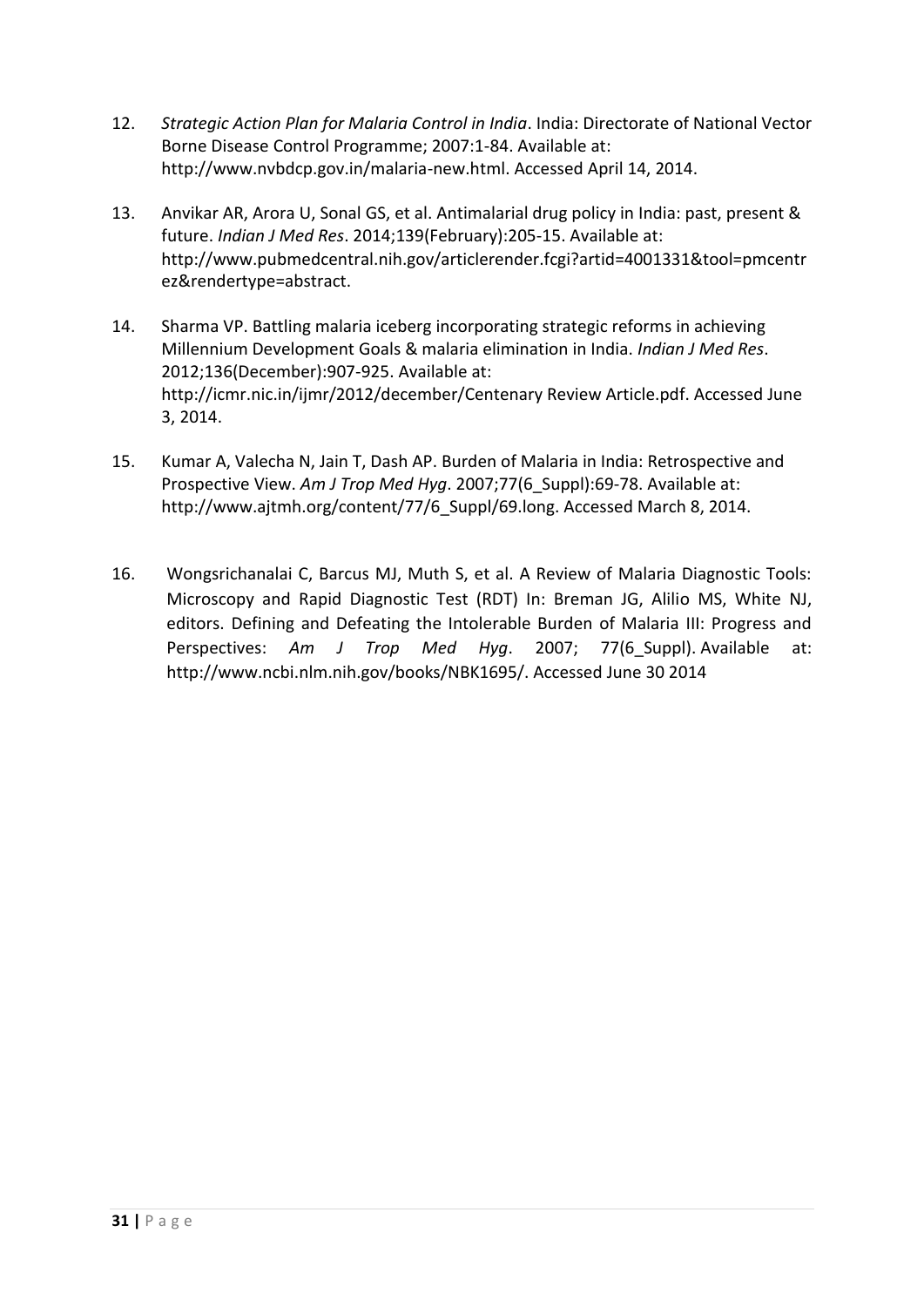12. *Strategic Action Plan for Malaria Control in India*. India: Directorate of National Vector Borne Disease Control Programme; 2007:1-84. Available at: http://www.nvbdcp.gov.in/malaria-new.html. Accessed April 14, 2014.

13. Anvikar AR, Arora U, Sonal GS, et al. Antimalarial drug policy in India: past, present & future. *Indian J Med Res*. 2014;139(February):205-15. Available at: http://www.pubmedcentral.nih.gov/articlerender.fcgi?artid=4001331&tool=pmcentrez&rendertype=abstract.

14. Sharma VP. Battling malaria iceberg incorporating strategic reforms in achieving Millennium Development Goals & malaria elimination in India. *Indian J Med Res*. 2012;136(December):907-925. Available at: http://icmr.nic.in/ijmr/2012/december/Centenary Review Article.pdf. Accessed June 3, 2014.

15. Kumar A, Valecha N, Jain T, Dash AP. Burden of Malaria in India: Retrospective and Prospective View. *Am J Trop Med Hyg*. 2007;77(6_Suppl):69-78. Available at: http://www.ajtmh.org/content/77/6_Suppl/69.long. Accessed March 8, 2014.

16. Wongsrichanalai C, Barcus MJ, Muth S, et al. A Review of Malaria Diagnostic Tools: Microscopy and Rapid Diagnostic Test (RDT) In: Breman JG, Alilio MS, White NJ, editors. Defining and Defeating the Intolerable Burden of Malaria III: Progress and Perspectives: *Am J Trop Med Hyg*. 2007; 77(6_Suppl). Available at: http://www.ncbi.nlm.nih.gov/books/NBK1695/. Accessed June 30 2014